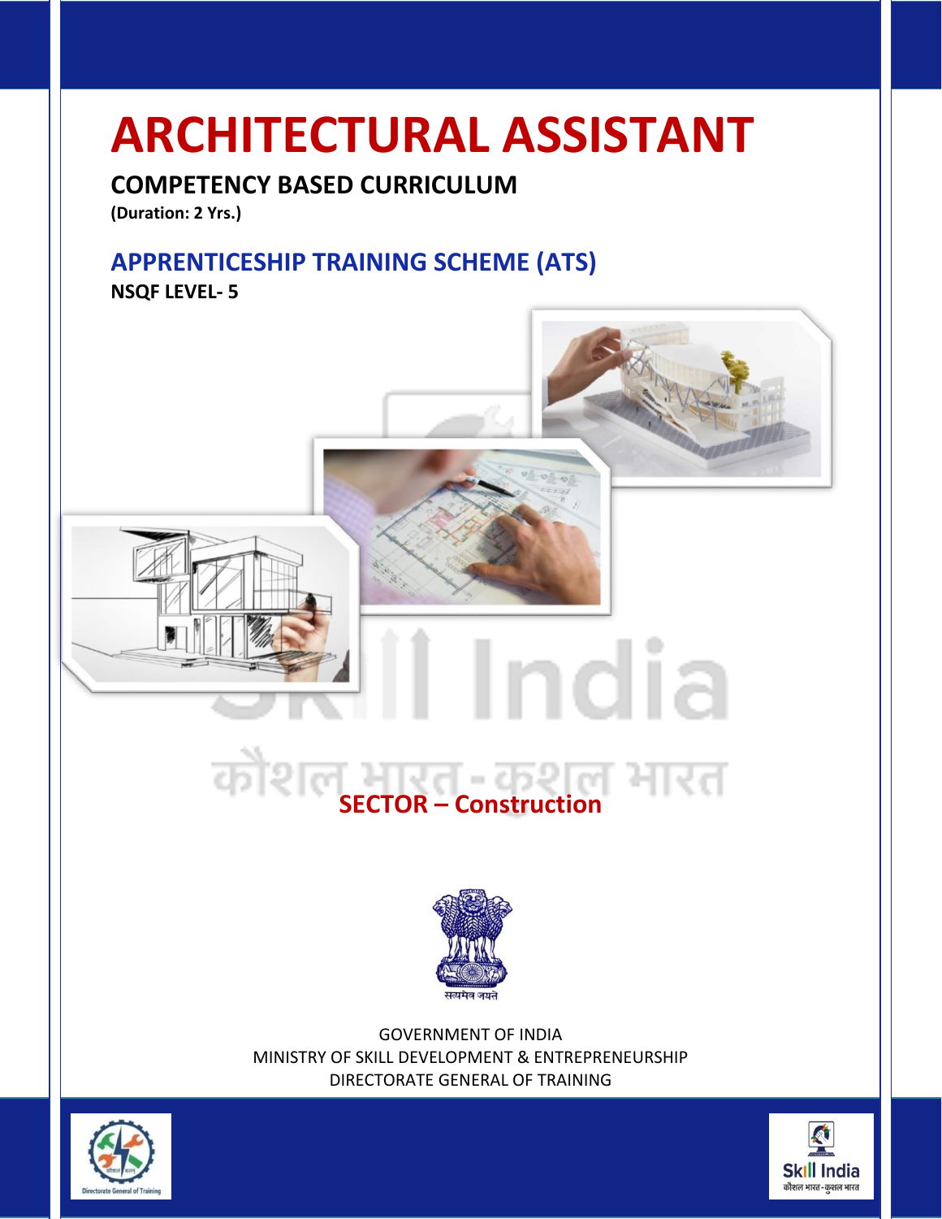# ARCHITECTURAL ASSISTANT

## COMPETENCY BASED CURRICULUM

**(Duration: 2 Yrs.)**

## APPRENTICESHIP TRAINING SCHEME (ATS)

**NSQF LEVEL- 5**

**SECTOR – Construction**

GOVERNMENT OF INDIA
MINISTRY OF SKILL DEVELOPMENT & ENTREPRENEURSHIP
DIRECTORATE GENERAL OF TRAINING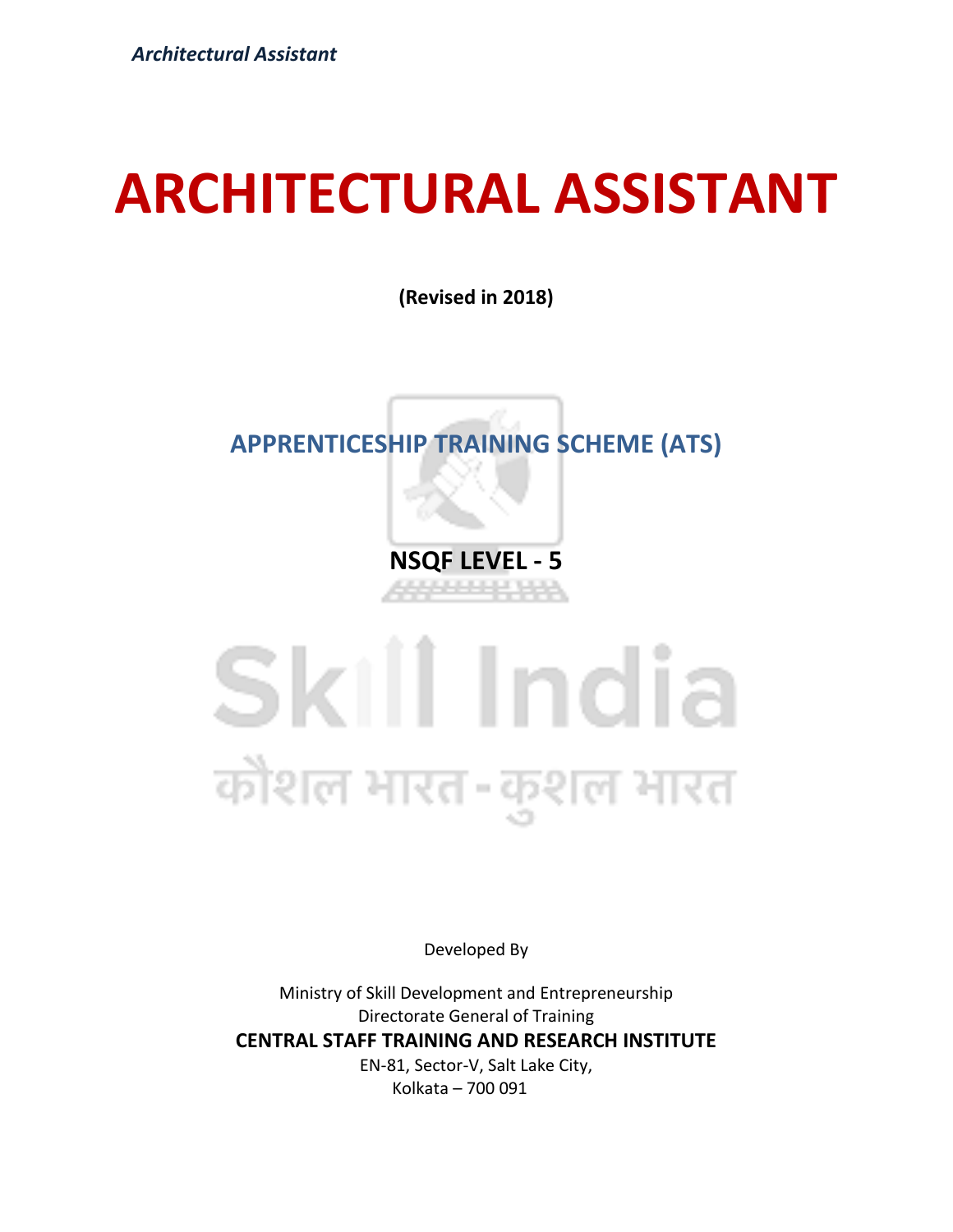# ARCHITECTURAL ASSISTANT

**(Revised in 2018)**

## APPRENTICESHIP TRAINING SCHEME (ATS)

**NSQF LEVEL - 5**

Developed By

Ministry of Skill Development and Entrepreneurship
Directorate General of Training
**CENTRAL STAFF TRAINING AND RESEARCH INSTITUTE**
EN-81, Sector-V, Salt Lake City,
Kolkata – 700 091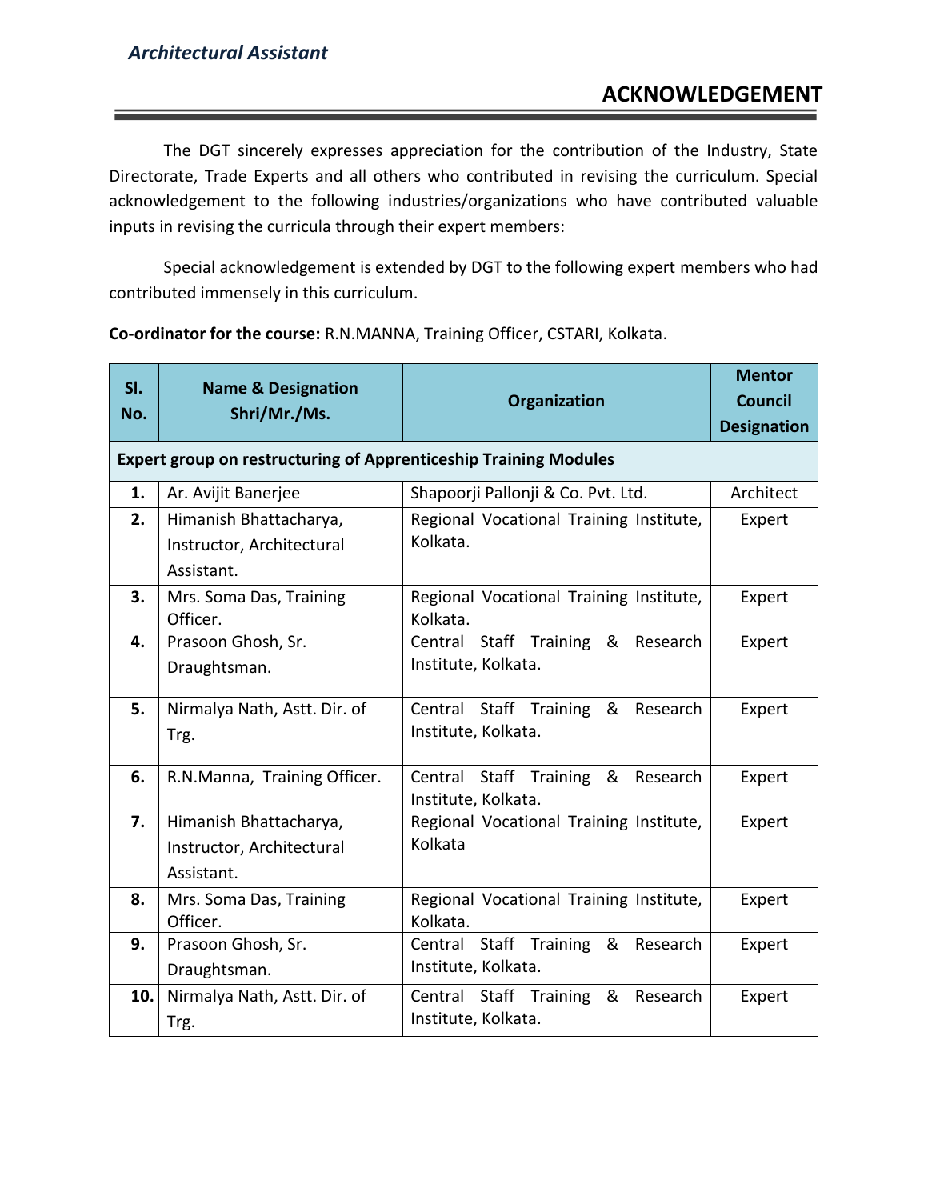# ACKNOWLEDGEMENT

The DGT sincerely expresses appreciation for the contribution of the Industry, State Directorate, Trade Experts and all others who contributed in revising the curriculum. Special acknowledgement to the following industries/organizations who have contributed valuable inputs in revising the curricula through their expert members:

Special acknowledgement is extended by DGT to the following expert members who had contributed immensely in this curriculum.

**Co-ordinator for the course:** R.N.MANNA, Training Officer, CSTARI, Kolkata.

| Sl. No. | Name & Designation Shri/Mr./Ms. | Organization | Mentor Council Designation |
|---|---|---|---|
| **Expert group on restructuring of Apprenticeship Training Modules** | | | |
| **1.** | Ar. Avijit Banerjee | Shapoorji Pallonji & Co. Pvt. Ltd. | Architect |
| **2.** | Himanish Bhattacharya, Instructor, Architectural Assistant. | Regional Vocational Training Institute, Kolkata. | Expert |
| **3.** | Mrs. Soma Das, Training Officer. | Regional Vocational Training Institute, Kolkata. | Expert |
| **4.** | Prasoon Ghosh, Sr. Draughtsman. | Central Staff Training & Research Institute, Kolkata. | Expert |
| **5.** | Nirmalya Nath, Astt. Dir. of Trg. | Central Staff Training & Research Institute, Kolkata. | Expert |
| **6.** | R.N.Manna, Training Officer. | Central Staff Training & Research Institute, Kolkata. | Expert |
| **7.** | Himanish Bhattacharya, Instructor, Architectural Assistant. | Regional Vocational Training Institute, Kolkata | Expert |
| **8.** | Mrs. Soma Das, Training Officer. | Regional Vocational Training Institute, Kolkata. | Expert |
| **9.** | Prasoon Ghosh, Sr. Draughtsman. | Central Staff Training & Research Institute, Kolkata. | Expert |
| **10.** | Nirmalya Nath, Astt. Dir. of Trg. | Central Staff Training & Research Institute, Kolkata. | Expert |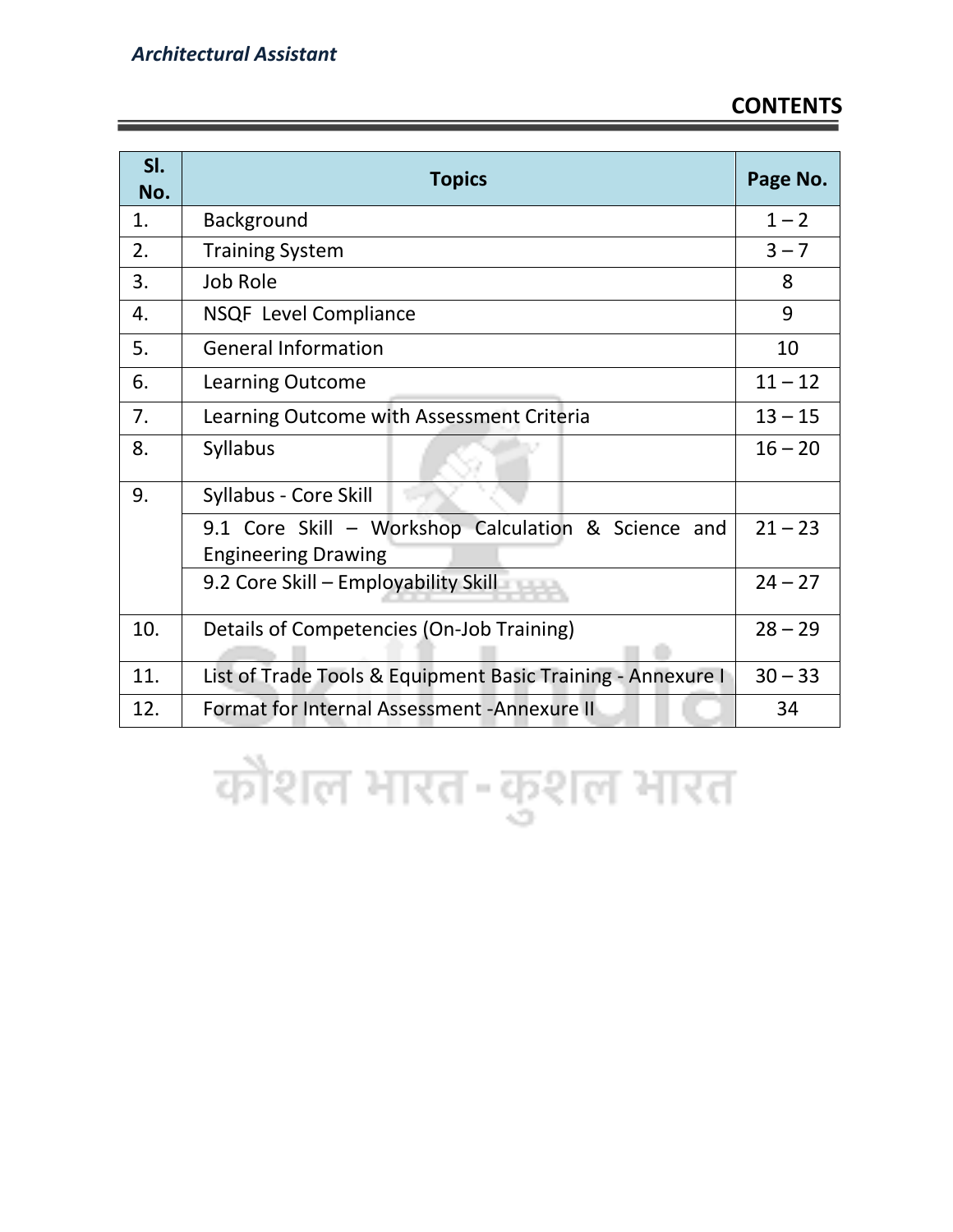# CONTENTS

| Sl. No. | Topics | Page No. |
|---|---|---|
| 1. | Background | 1 – 2 |
| 2. | Training System | 3 – 7 |
| 3. | Job Role | 8 |
| 4. | NSQF Level Compliance | 9 |
| 5. | General Information | 10 |
| 6. | Learning Outcome | 11 – 12 |
| 7. | Learning Outcome with Assessment Criteria | 13 – 15 |
| 8. | Syllabus | 16 – 20 |
| 9. | Syllabus - Core Skill | |
| | 9.1 Core Skill – Workshop Calculation & Science and Engineering Drawing | 21 – 23 |
| | 9.2 Core Skill – Employability Skill | 24 – 27 |
| 10. | Details of Competencies (On-Job Training) | 28 – 29 |
| 11. | List of Trade Tools & Equipment Basic Training - Annexure I | 30 – 33 |
| 12. | Format for Internal Assessment -Annexure II | 34 |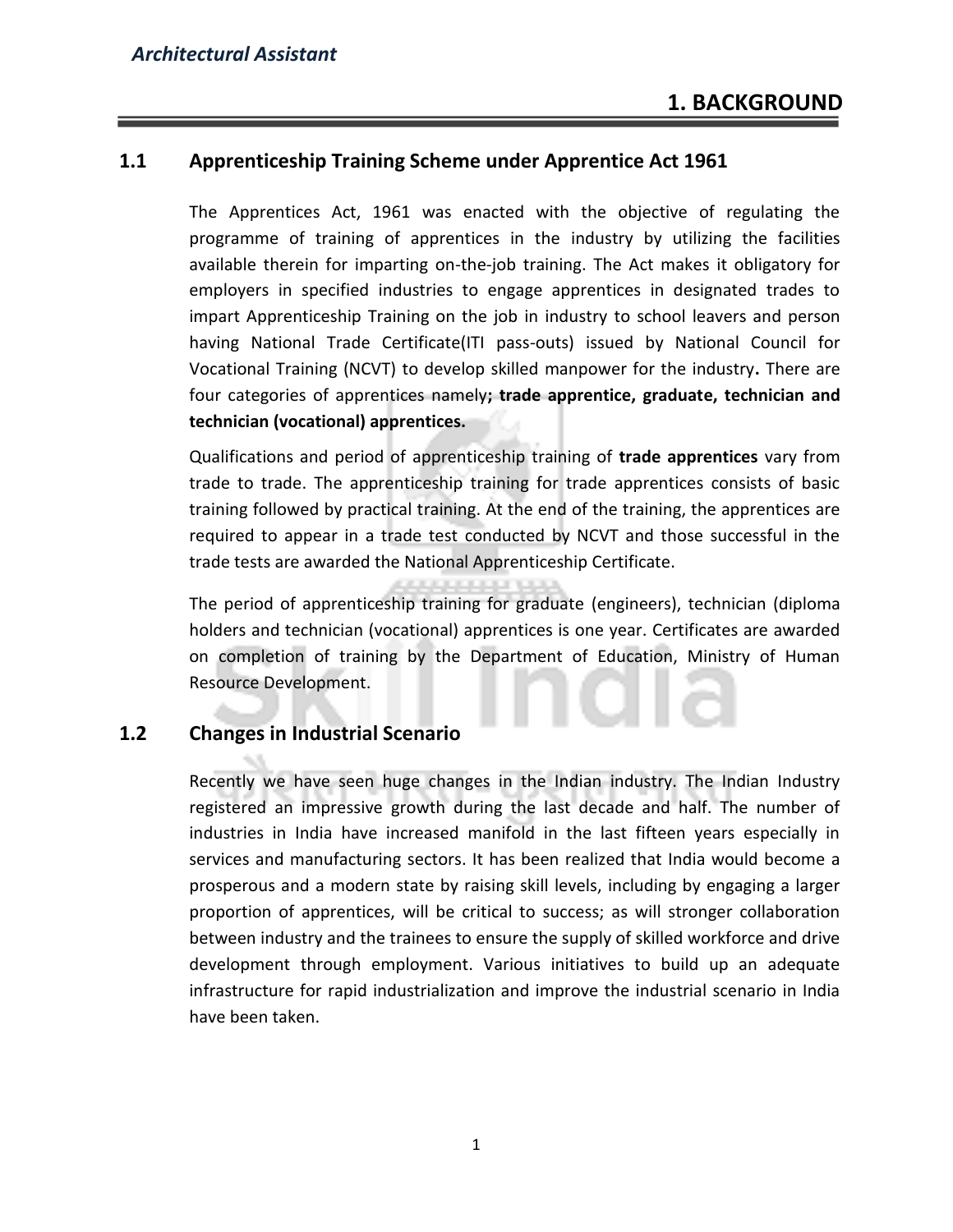# 1. BACKGROUND

## 1.1 Apprenticeship Training Scheme under Apprentice Act 1961

The Apprentices Act, 1961 was enacted with the objective of regulating the programme of training of apprentices in the industry by utilizing the facilities available therein for imparting on-the-job training. The Act makes it obligatory for employers in specified industries to engage apprentices in designated trades to impart Apprenticeship Training on the job in industry to school leavers and person having National Trade Certificate(ITI pass-outs) issued by National Council for Vocational Training (NCVT) to develop skilled manpower for the industry**.** There are four categories of apprentices namely**; trade apprentice, graduate, technician and technician (vocational) apprentices.**

Qualifications and period of apprenticeship training of **trade apprentices** vary from trade to trade. The apprenticeship training for trade apprentices consists of basic training followed by practical training. At the end of the training, the apprentices are required to appear in a trade test conducted by NCVT and those successful in the trade tests are awarded the National Apprenticeship Certificate.

The period of apprenticeship training for graduate (engineers), technician (diploma holders and technician (vocational) apprentices is one year. Certificates are awarded on completion of training by the Department of Education, Ministry of Human Resource Development.

## 1.2 Changes in Industrial Scenario

Recently we have seen huge changes in the Indian industry. The Indian Industry registered an impressive growth during the last decade and half. The number of industries in India have increased manifold in the last fifteen years especially in services and manufacturing sectors. It has been realized that India would become a prosperous and a modern state by raising skill levels, including by engaging a larger proportion of apprentices, will be critical to success; as will stronger collaboration between industry and the trainees to ensure the supply of skilled workforce and drive development through employment. Various initiatives to build up an adequate infrastructure for rapid industrialization and improve the industrial scenario in India have been taken.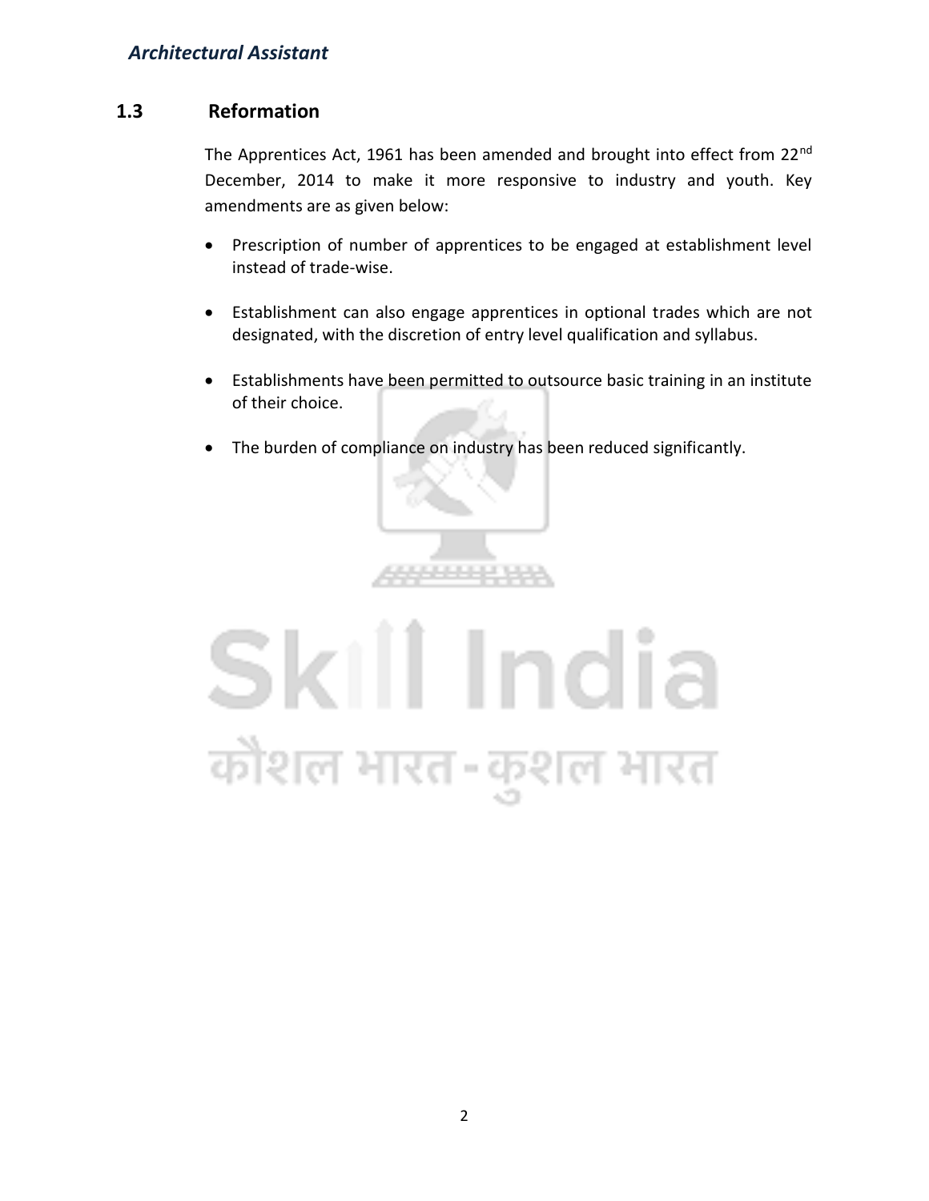## 1.3 Reformation

The Apprentices Act, 1961 has been amended and brought into effect from 22nd December, 2014 to make it more responsive to industry and youth. Key amendments are as given below:

- Prescription of number of apprentices to be engaged at establishment level instead of trade-wise.
- Establishment can also engage apprentices in optional trades which are not designated, with the discretion of entry level qualification and syllabus.
- Establishments have been permitted to outsource basic training in an institute of their choice.
- The burden of compliance on industry has been reduced significantly.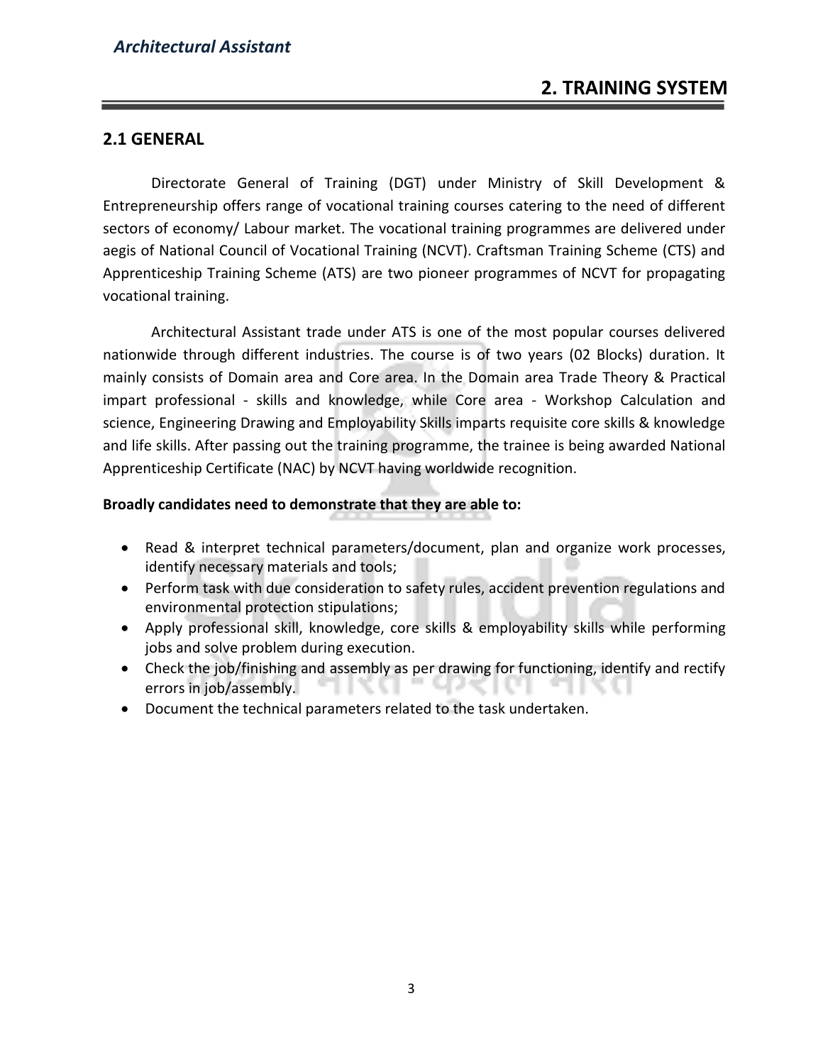## 2. TRAINING SYSTEM

### 2.1 GENERAL

Directorate General of Training (DGT) under Ministry of Skill Development & Entrepreneurship offers range of vocational training courses catering to the need of different sectors of economy/ Labour market. The vocational training programmes are delivered under aegis of National Council of Vocational Training (NCVT). Craftsman Training Scheme (CTS) and Apprenticeship Training Scheme (ATS) are two pioneer programmes of NCVT for propagating vocational training.

Architectural Assistant trade under ATS is one of the most popular courses delivered nationwide through different industries. The course is of two years (02 Blocks) duration. It mainly consists of Domain area and Core area. In the Domain area Trade Theory & Practical impart professional - skills and knowledge, while Core area - Workshop Calculation and science, Engineering Drawing and Employability Skills imparts requisite core skills & knowledge and life skills. After passing out the training programme, the trainee is being awarded National Apprenticeship Certificate (NAC) by NCVT having worldwide recognition.

**Broadly candidates need to demonstrate that they are able to:**

- Read & interpret technical parameters/document, plan and organize work processes, identify necessary materials and tools;
- Perform task with due consideration to safety rules, accident prevention regulations and environmental protection stipulations;
- Apply professional skill, knowledge, core skills & employability skills while performing jobs and solve problem during execution.
- Check the job/finishing and assembly as per drawing for functioning, identify and rectify errors in job/assembly.
- Document the technical parameters related to the task undertaken.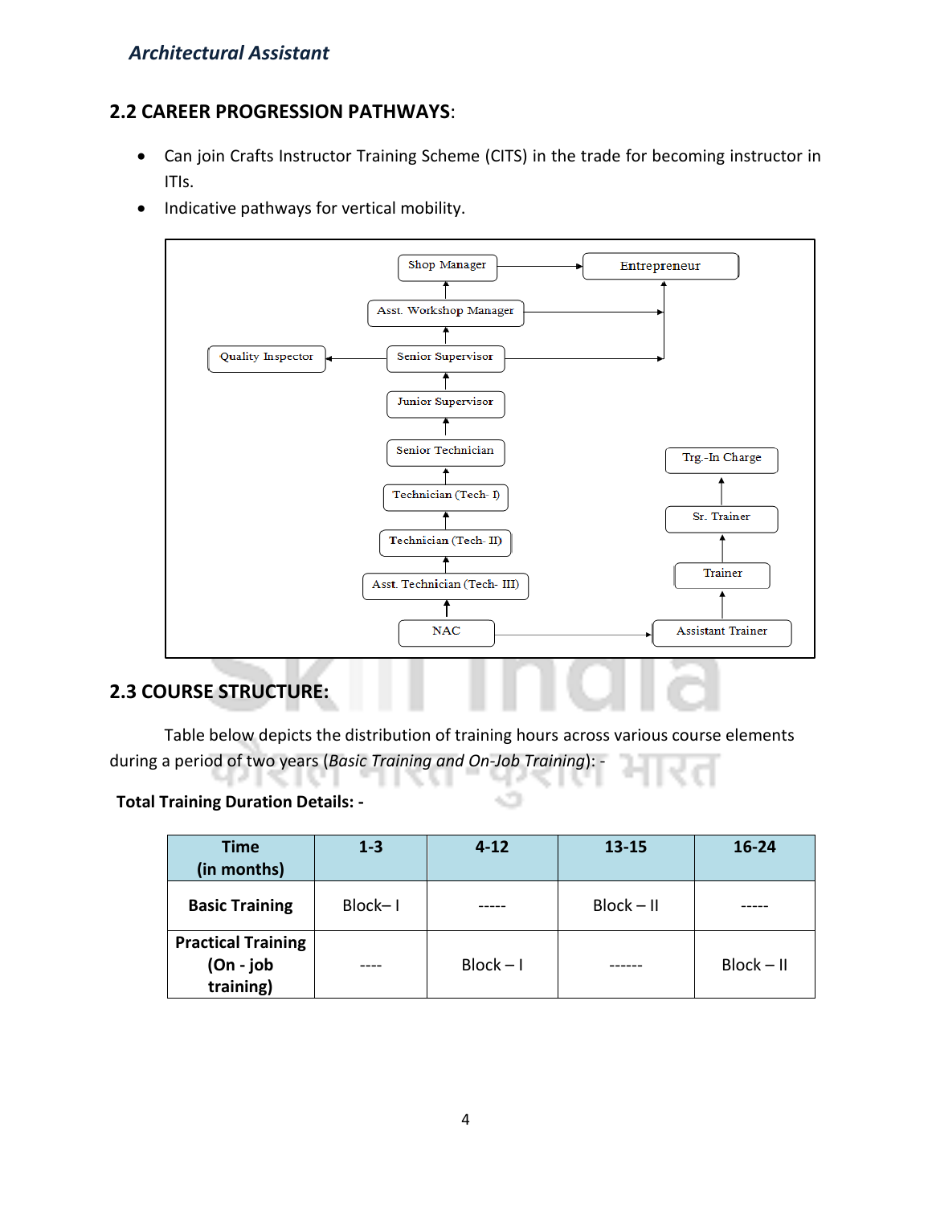## 2.2 CAREER PROGRESSION PATHWAYS:

- Can join Crafts Instructor Training Scheme (CITS) in the trade for becoming instructor in ITIs.
- Indicative pathways for vertical mobility.

NAC → Asst. Technician (Tech- III) → Technician (Tech- II) → Technician (Tech- I) → Senior Technician → Junior Supervisor → Senior Supervisor → Asst. Workshop Manager → Shop Manager → Entrepreneur

Senior Supervisor → Quality Inspector

Senior Supervisor → Entrepreneur

Asst. Workshop Manager → Entrepreneur

NAC → Assistant Trainer → Trainer → Sr. Trainer → Trg.-In Charge

## 2.3 COURSE STRUCTURE:

Table below depicts the distribution of training hours across various course elements during a period of two years (*Basic Training and On-Job Training*): -

**Total Training Duration Details: -**

| Time (in months) | 1-3 | 4-12 | 13-15 | 16-24 |
|---|---|---|---|---|
| **Basic Training** | Block– I | ----- | Block – II | ----- |
| **Practical Training (On - job training)** | ---- | Block – I | ------ | Block – II |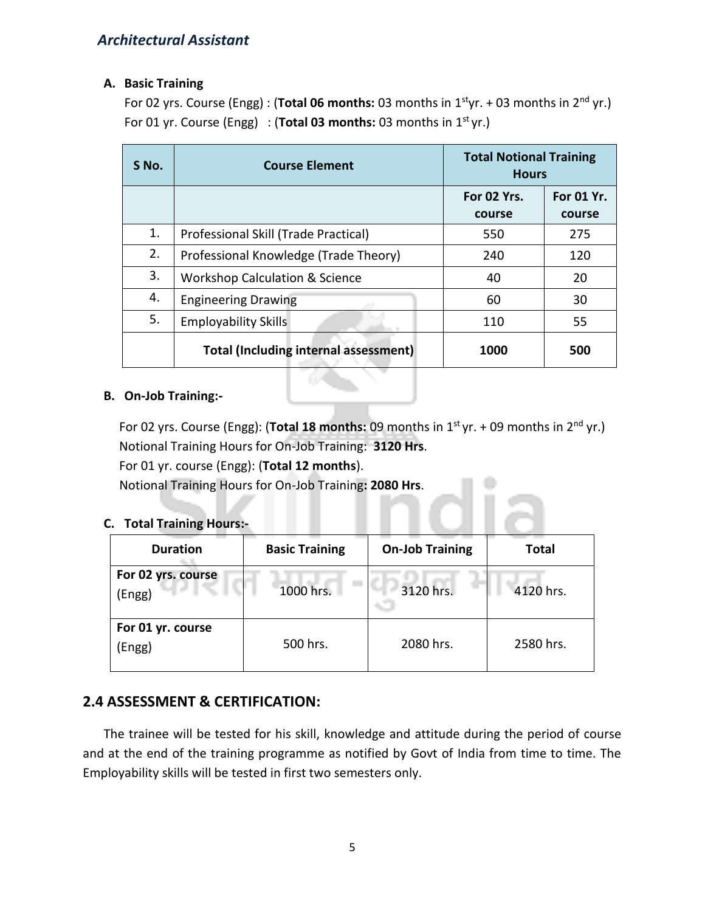**A. Basic Training**

For 02 yrs. Course (Engg) : (**Total 06 months:** 03 months in 1st yr. + 03 months in 2nd yr.)
For 01 yr. Course (Engg) : (**Total 03 months:** 03 months in 1st yr.)

| S No. | Course Element | Total Notional Training Hours | |
|---|---|---|---|
| | | For 02 Yrs. course | For 01 Yr. course |
| 1. | Professional Skill (Trade Practical) | 550 | 275 |
| 2. | Professional Knowledge (Trade Theory) | 240 | 120 |
| 3. | Workshop Calculation & Science | 40 | 20 |
| 4. | Engineering Drawing | 60 | 30 |
| 5. | Employability Skills | 110 | 55 |
| | **Total (Including internal assessment)** | **1000** | **500** |

**B. On-Job Training:-**

For 02 yrs. Course (Engg): (**Total 18 months:** 09 months in 1st yr. + 09 months in 2nd yr.)
Notional Training Hours for On-Job Training: **3120 Hrs**.
For 01 yr. course (Engg): (**Total 12 months**).
Notional Training Hours for On-Job Training**: 2080 Hrs**.

**C. Total Training Hours:-**

| Duration | Basic Training | On-Job Training | Total |
|---|---|---|---|
| **For 02 yrs. course** (Engg) | 1000 hrs. | 3120 hrs. | 4120 hrs. |
| **For 01 yr. course** (Engg) | 500 hrs. | 2080 hrs. | 2580 hrs. |

## 2.4 ASSESSMENT & CERTIFICATION:

The trainee will be tested for his skill, knowledge and attitude during the period of course and at the end of the training programme as notified by Govt of India from time to time. The Employability skills will be tested in first two semesters only.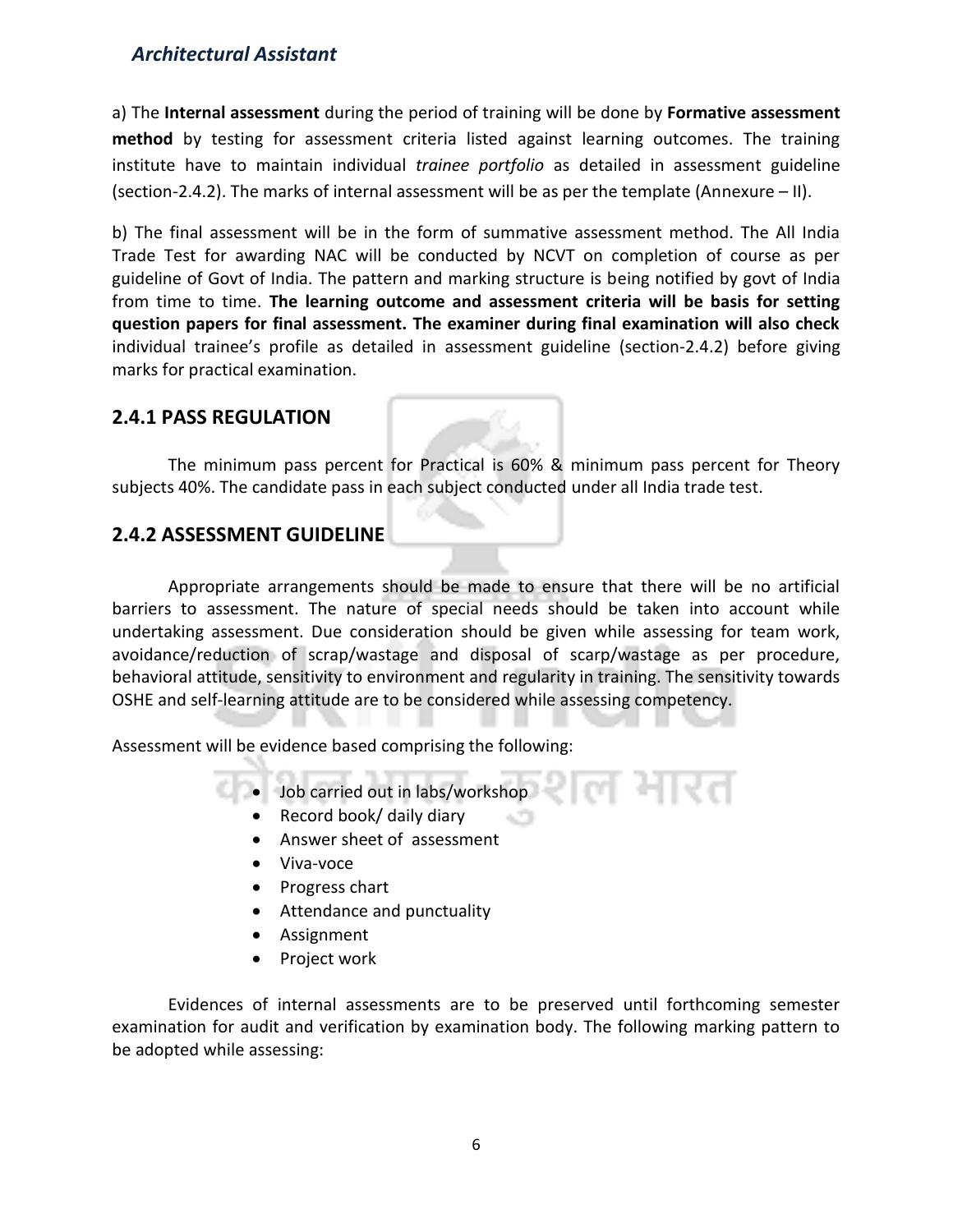a) The **Internal assessment** during the period of training will be done by **Formative assessment method** by testing for assessment criteria listed against learning outcomes. The training institute have to maintain individual *trainee portfolio* as detailed in assessment guideline (section-2.4.2). The marks of internal assessment will be as per the template (Annexure – II).

b) The final assessment will be in the form of summative assessment method. The All India Trade Test for awarding NAC will be conducted by NCVT on completion of course as per guideline of Govt of India. The pattern and marking structure is being notified by govt of India from time to time. **The learning outcome and assessment criteria will be basis for setting question papers for final assessment. The examiner during final examination will also check** individual trainee's profile as detailed in assessment guideline (section-2.4.2) before giving marks for practical examination.

## 2.4.1 PASS REGULATION

The minimum pass percent for Practical is 60% & minimum pass percent for Theory subjects 40%. The candidate pass in each subject conducted under all India trade test.

## 2.4.2 ASSESSMENT GUIDELINE

Appropriate arrangements should be made to ensure that there will be no artificial barriers to assessment. The nature of special needs should be taken into account while undertaking assessment. Due consideration should be given while assessing for team work, avoidance/reduction of scrap/wastage and disposal of scarp/wastage as per procedure, behavioral attitude, sensitivity to environment and regularity in training. The sensitivity towards OSHE and self-learning attitude are to be considered while assessing competency.

Assessment will be evidence based comprising the following:

- Job carried out in labs/workshop
- Record book/ daily diary
- Answer sheet of assessment
- Viva-voce
- Progress chart
- Attendance and punctuality
- Assignment
- Project work

Evidences of internal assessments are to be preserved until forthcoming semester examination for audit and verification by examination body. The following marking pattern to be adopted while assessing: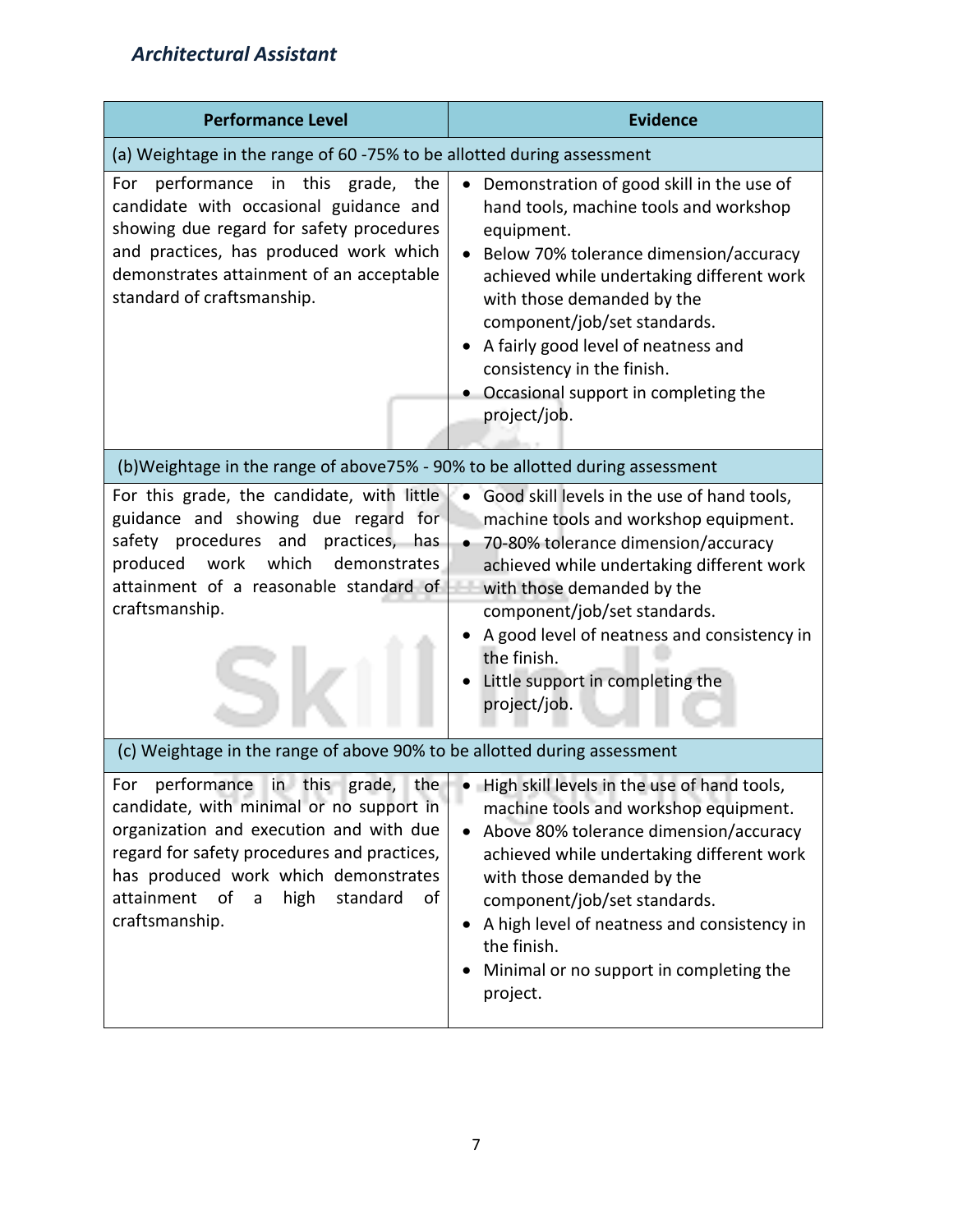| Performance Level | Evidence |
| --- | --- |
| (a) Weightage in the range of 60 -75% to be allotted during assessment | |
| For performance in this grade, the candidate with occasional guidance and showing due regard for safety procedures and practices, has produced work which demonstrates attainment of an acceptable standard of craftsmanship. | • Demonstration of good skill in the use of hand tools, machine tools and workshop equipment.<br>• Below 70% tolerance dimension/accuracy achieved while undertaking different work with those demanded by the component/job/set standards.<br>• A fairly good level of neatness and consistency in the finish.<br>• Occasional support in completing the project/job. |
| (b)Weightage in the range of above75% - 90% to be allotted during assessment | |
| For this grade, the candidate, with little guidance and showing due regard for safety procedures and practices, has produced work which demonstrates attainment of a reasonable standard of craftsmanship. | • Good skill levels in the use of hand tools, machine tools and workshop equipment.<br>• 70-80% tolerance dimension/accuracy achieved while undertaking different work with those demanded by the component/job/set standards.<br>• A good level of neatness and consistency in the finish.<br>• Little support in completing the project/job. |
| (c) Weightage in the range of above 90% to be allotted during assessment | |
| For performance in this grade, the candidate, with minimal or no support in organization and execution and with due regard for safety procedures and practices, has produced work which demonstrates attainment of a high standard of craftsmanship. | • High skill levels in the use of hand tools, machine tools and workshop equipment.<br>• Above 80% tolerance dimension/accuracy achieved while undertaking different work with those demanded by the component/job/set standards.<br>• A high level of neatness and consistency in the finish.<br>• Minimal or no support in completing the project. |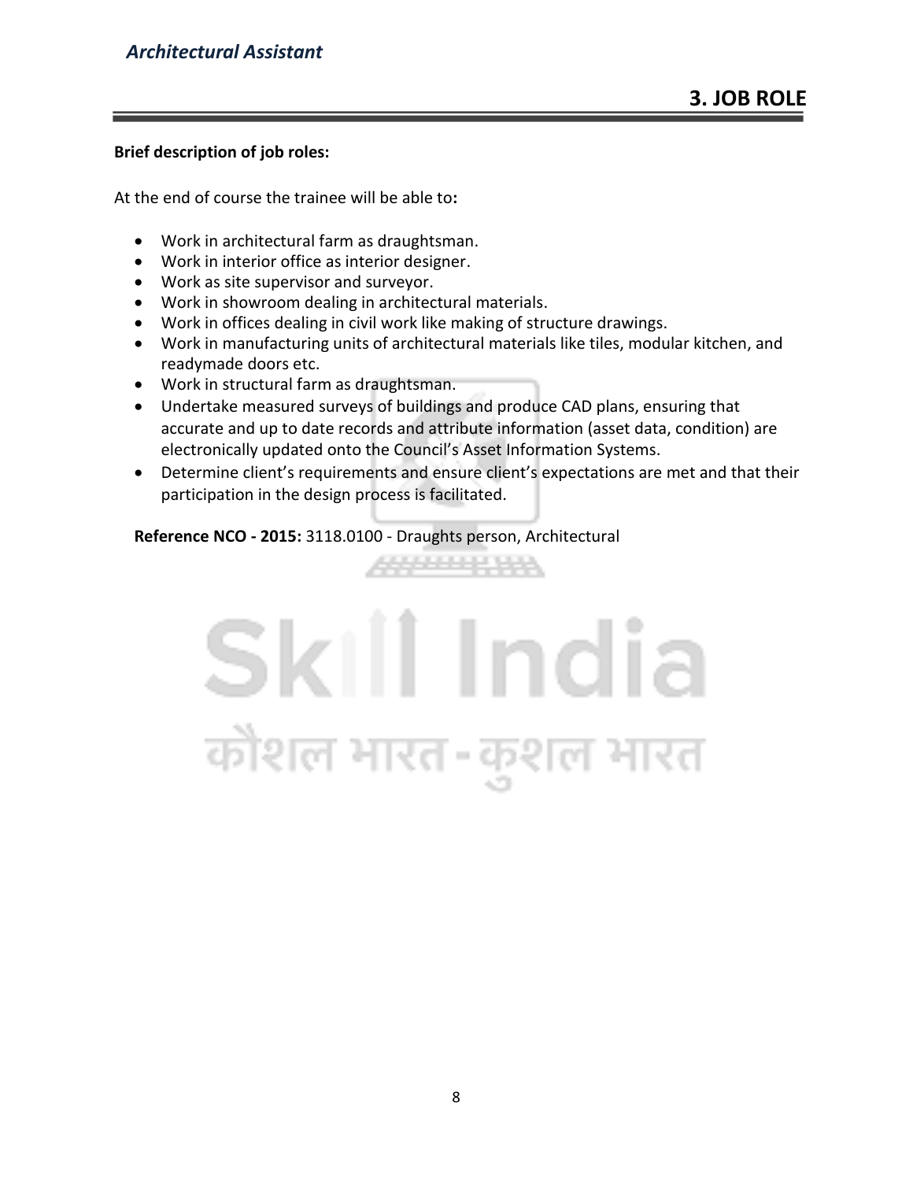# 3. JOB ROLE

**Brief description of job roles:**

At the end of course the trainee will be able to**:**

- Work in architectural farm as draughtsman.
- Work in interior office as interior designer.
- Work as site supervisor and surveyor.
- Work in showroom dealing in architectural materials.
- Work in offices dealing in civil work like making of structure drawings.
- Work in manufacturing units of architectural materials like tiles, modular kitchen, and readymade doors etc.
- Work in structural farm as draughtsman.
- Undertake measured surveys of buildings and produce CAD plans, ensuring that accurate and up to date records and attribute information (asset data, condition) are electronically updated onto the Council's Asset Information Systems.
- Determine client's requirements and ensure client's expectations are met and that their participation in the design process is facilitated.

**Reference NCO - 2015:** 3118.0100 - Draughts person, Architectural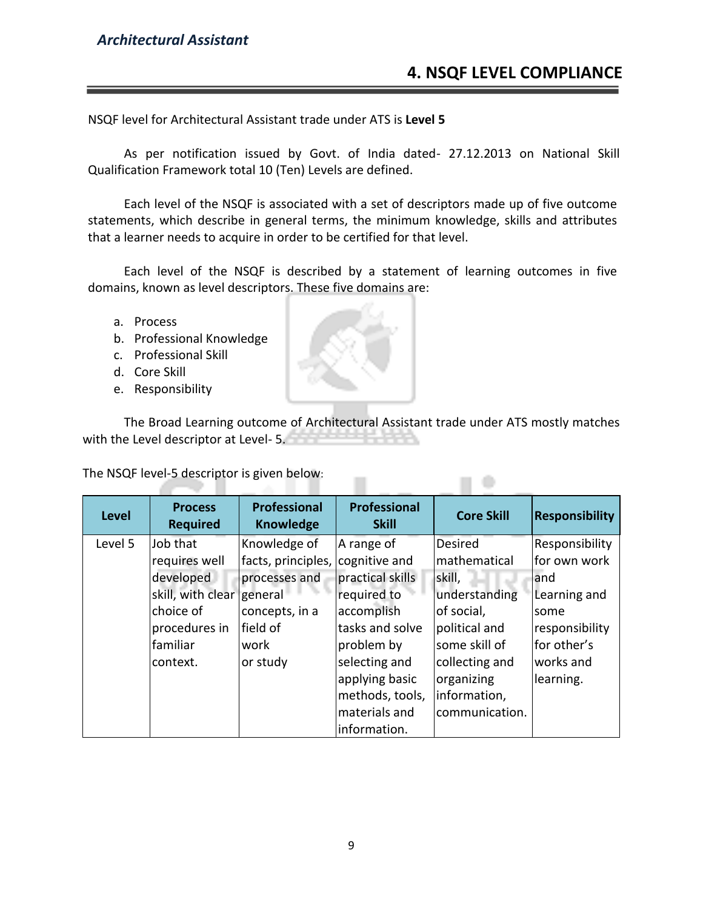## 4. NSQF LEVEL COMPLIANCE

NSQF level for Architectural Assistant trade under ATS is **Level 5**

As per notification issued by Govt. of India dated- 27.12.2013 on National Skill Qualification Framework total 10 (Ten) Levels are defined.

Each level of the NSQF is associated with a set of descriptors made up of five outcome statements, which describe in general terms, the minimum knowledge, skills and attributes that a learner needs to acquire in order to be certified for that level.

Each level of the NSQF is described by a statement of learning outcomes in five domains, known as level descriptors. These five domains are:

a. Process
b. Professional Knowledge
c. Professional Skill
d. Core Skill
e. Responsibility

The Broad Learning outcome of Architectural Assistant trade under ATS mostly matches with the Level descriptor at Level- 5.

The NSQF level-5 descriptor is given below:

| Level | Process Required | Professional Knowledge | Professional Skill | Core Skill | Responsibility |
|---|---|---|---|---|---|
| Level 5 | Job that requires well developed skill, with clear choice of procedures in familiar context. | Knowledge of facts, principles, processes and general concepts, in a field of work or study | A range of cognitive and practical skills required to accomplish tasks and solve problem by selecting and applying basic methods, tools, materials and information. | Desired mathematical skill, understanding of social, political and some skill of collecting and organizing information, communication. | Responsibility for own work and Learning and some responsibility for other's works and learning. |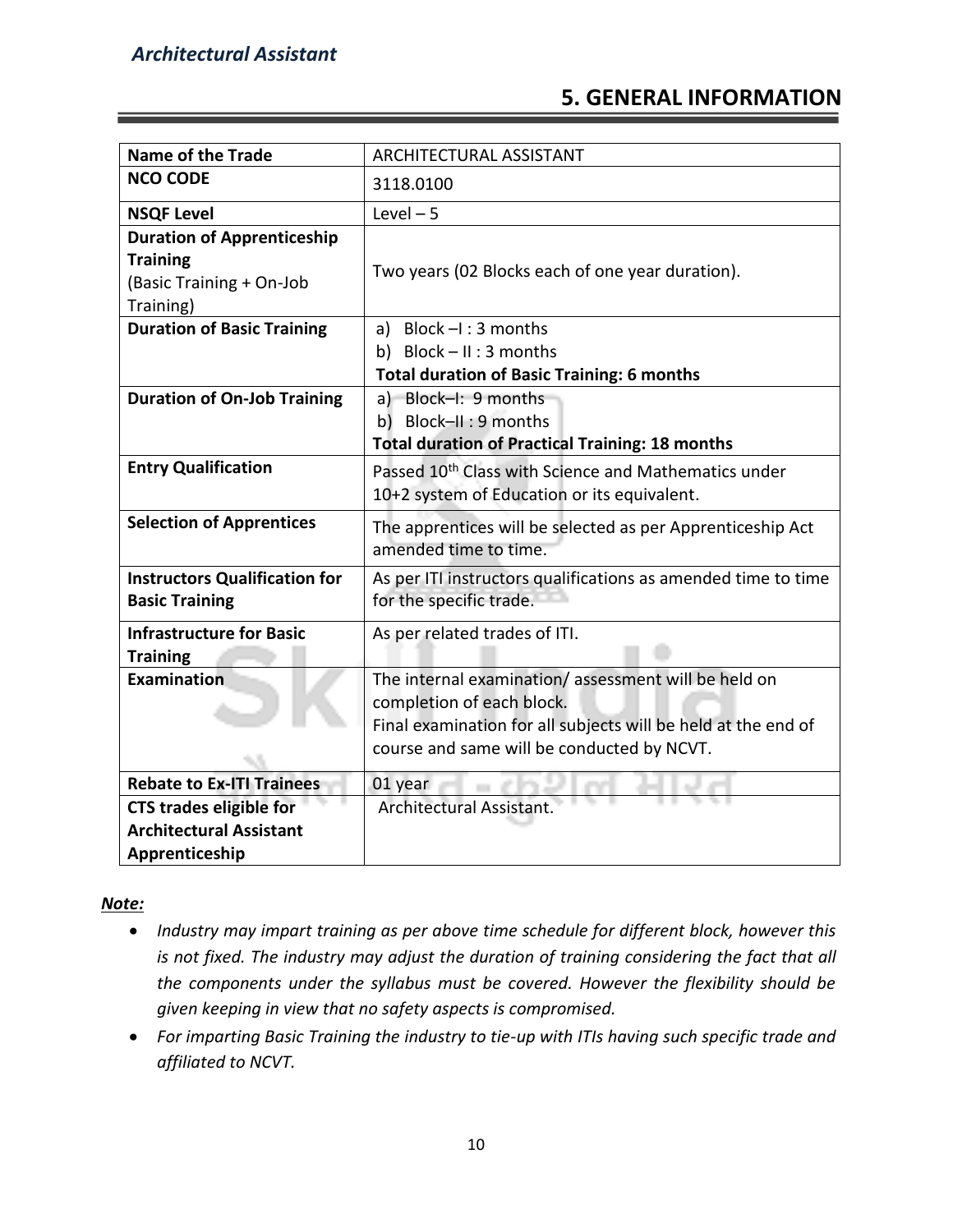## 5. GENERAL INFORMATION

| Name of the Trade | ARCHITECTURAL ASSISTANT |
|---|---|
| **NCO CODE** | 3118.0100 |
| **NSQF Level** | Level – 5 |
| **Duration of Apprenticeship Training** (Basic Training + On-Job Training) | Two years (02 Blocks each of one year duration). |
| **Duration of Basic Training** | a) Block –I : 3 months<br>b) Block – II : 3 months<br>**Total duration of Basic Training: 6 months** |
| **Duration of On-Job Training** | a) Block–I: 9 months<br>b) Block–II : 9 months<br>**Total duration of Practical Training: 18 months** |
| **Entry Qualification** | Passed 10th Class with Science and Mathematics under 10+2 system of Education or its equivalent. |
| **Selection of Apprentices** | The apprentices will be selected as per Apprenticeship Act amended time to time. |
| **Instructors Qualification for Basic Training** | As per ITI instructors qualifications as amended time to time for the specific trade. |
| **Infrastructure for Basic Training** | As per related trades of ITI. |
| **Examination** | The internal examination/ assessment will be held on completion of each block.<br>Final examination for all subjects will be held at the end of course and same will be conducted by NCVT. |
| **Rebate to Ex-ITI Trainees** | 01 year |
| **CTS trades eligible for Architectural Assistant Apprenticeship** | Architectural Assistant. |

***Note:***

- *Industry may impart training as per above time schedule for different block, however this is not fixed. The industry may adjust the duration of training considering the fact that all the components under the syllabus must be covered. However the flexibility should be given keeping in view that no safety aspects is compromised.*
- *For imparting Basic Training the industry to tie-up with ITIs having such specific trade and affiliated to NCVT.*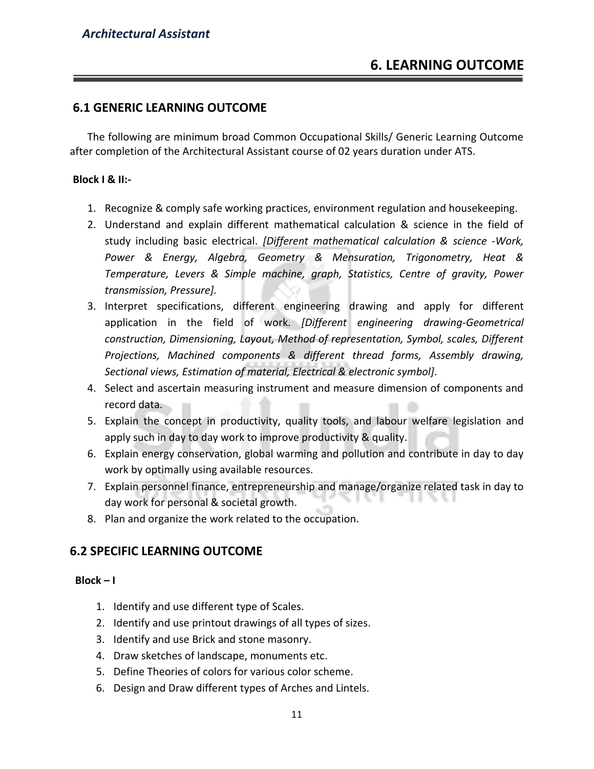## 6. LEARNING OUTCOME

### 6.1 GENERIC LEARNING OUTCOME

The following are minimum broad Common Occupational Skills/ Generic Learning Outcome after completion of the Architectural Assistant course of 02 years duration under ATS.

**Block I & II:-**

1. Recognize & comply safe working practices, environment regulation and housekeeping.
2. Understand and explain different mathematical calculation & science in the field of study including basic electrical. *[Different mathematical calculation & science -Work, Power & Energy, Algebra, Geometry & Mensuration, Trigonometry, Heat & Temperature, Levers & Simple machine, graph, Statistics, Centre of gravity, Power transmission, Pressure].*
3. Interpret specifications, different engineering drawing and apply for different application in the field of work. *[Different engineering drawing-Geometrical construction, Dimensioning, Layout, Method of representation, Symbol, scales, Different Projections, Machined components & different thread forms, Assembly drawing, Sectional views, Estimation of material, Electrical & electronic symbol].*
4. Select and ascertain measuring instrument and measure dimension of components and record data.
5. Explain the concept in productivity, quality tools, and labour welfare legislation and apply such in day to day work to improve productivity & quality.
6. Explain energy conservation, global warming and pollution and contribute in day to day work by optimally using available resources.
7. Explain personnel finance, entrepreneurship and manage/organize related task in day to day work for personal & societal growth.
8. Plan and organize the work related to the occupation.

### 6.2 SPECIFIC LEARNING OUTCOME

**Block – I**

1. Identify and use different type of Scales.
2. Identify and use printout drawings of all types of sizes.
3. Identify and use Brick and stone masonry.
4. Draw sketches of landscape, monuments etc.
5. Define Theories of colors for various color scheme.
6. Design and Draw different types of Arches and Lintels.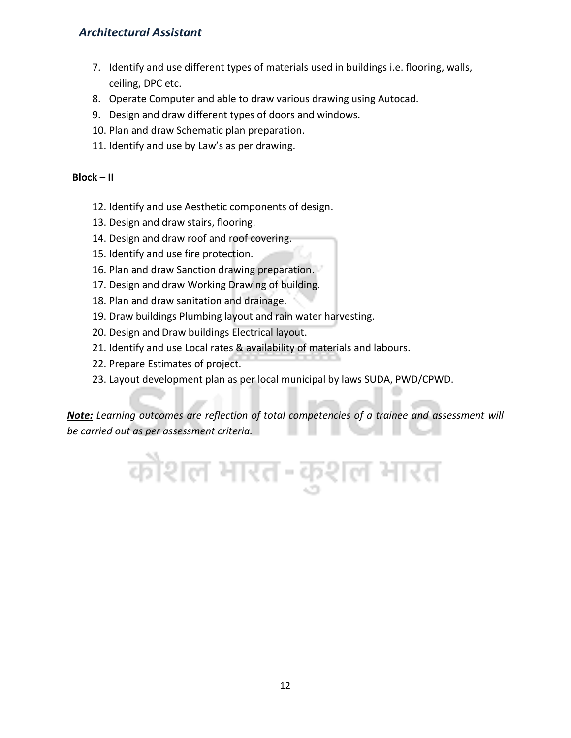7. Identify and use different types of materials used in buildings i.e. flooring, walls, ceiling, DPC etc.
8. Operate Computer and able to draw various drawing using Autocad.
9. Design and draw different types of doors and windows.
10. Plan and draw Schematic plan preparation.
11. Identify and use by Law's as per drawing.

**Block – II**

12. Identify and use Aesthetic components of design.
13. Design and draw stairs, flooring.
14. Design and draw roof and roof covering.
15. Identify and use fire protection.
16. Plan and draw Sanction drawing preparation.
17. Design and draw Working Drawing of building.
18. Plan and draw sanitation and drainage.
19. Draw buildings Plumbing layout and rain water harvesting.
20. Design and Draw buildings Electrical layout.
21. Identify and use Local rates & availability of materials and labours.
22. Prepare Estimates of project.
23. Layout development plan as per local municipal by laws SUDA, PWD/CPWD.

***Note:*** *Learning outcomes are reflection of total competencies of a trainee and assessment will be carried out as per assessment criteria.*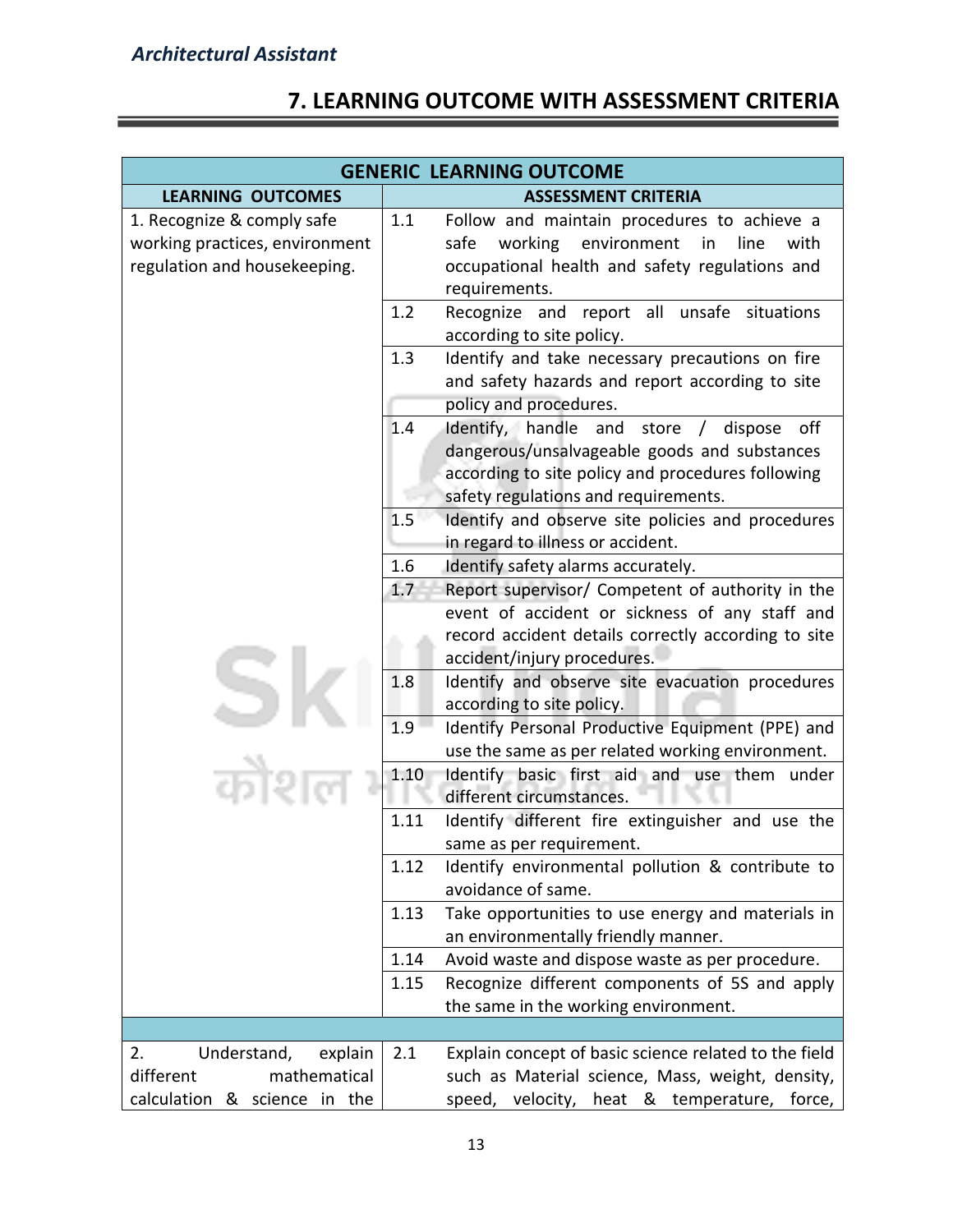## 7. LEARNING OUTCOME WITH ASSESSMENT CRITERIA

| GENERIC LEARNING OUTCOME | | |
|---|---|---|
| **LEARNING OUTCOMES** | **ASSESSMENT CRITERIA** | |
| 1. Recognize & comply safe working practices, environment regulation and housekeeping. | 1.1 | Follow and maintain procedures to achieve a safe working environment in line with occupational health and safety regulations and requirements. |
| | 1.2 | Recognize and report all unsafe situations according to site policy. |
| | 1.3 | Identify and take necessary precautions on fire and safety hazards and report according to site policy and procedures. |
| | 1.4 | Identify, handle and store / dispose off dangerous/unsalvageable goods and substances according to site policy and procedures following safety regulations and requirements. |
| | 1.5 | Identify and observe site policies and procedures in regard to illness or accident. |
| | 1.6 | Identify safety alarms accurately. |
| | 1.7 | Report supervisor/ Competent of authority in the event of accident or sickness of any staff and record accident details correctly according to site accident/injury procedures. |
| | 1.8 | Identify and observe site evacuation procedures according to site policy. |
| | 1.9 | Identify Personal Productive Equipment (PPE) and use the same as per related working environment. |
| | 1.10 | Identify basic first aid and use them under different circumstances. |
| | 1.11 | Identify different fire extinguisher and use the same as per requirement. |
| | 1.12 | Identify environmental pollution & contribute to avoidance of same. |
| | 1.13 | Take opportunities to use energy and materials in an environmentally friendly manner. |
| | 1.14 | Avoid waste and dispose waste as per procedure. |
| | 1.15 | Recognize different components of 5S and apply the same in the working environment. |
| | | |
| 2. Understand, explain different mathematical calculation & science in the | 2.1 | Explain concept of basic science related to the field such as Material science, Mass, weight, density, speed, velocity, heat & temperature, force, |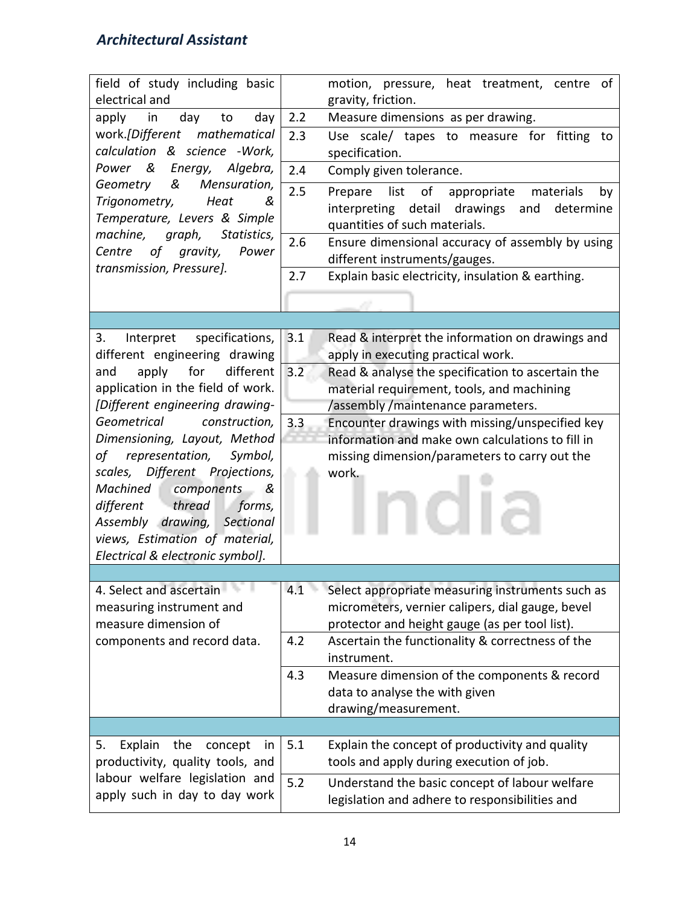| | | |
|---|---|---|
| field of study including basic electrical and | | motion, pressure, heat treatment, centre of gravity, friction. |
| apply in day to day work.*[Different mathematical calculation & science -Work, Power & Energy, Algebra, Geometry & Mensuration, Trigonometry, Heat & Temperature, Levers & Simple machine, graph, Statistics, Centre of gravity, Power transmission, Pressure].* | 2.2 | Measure dimensions as per drawing. |
| | 2.3 | Use scale/ tapes to measure for fitting to specification. |
| | 2.4 | Comply given tolerance. |
| | 2.5 | Prepare list of appropriate materials by interpreting detail drawings and determine quantities of such materials. |
| | 2.6 | Ensure dimensional accuracy of assembly by using different instruments/gauges. |
| | 2.7 | Explain basic electricity, insulation & earthing. |
| | | |
| 3. Interpret specifications, different engineering drawing and apply for different application in the field of work. *[Different engineering drawing-Geometrical construction, Dimensioning, Layout, Method of representation, Symbol, scales, Different Projections, Machined components & different thread forms, Assembly drawing, Sectional views, Estimation of material, Electrical & electronic symbol].* | 3.1 | Read & interpret the information on drawings and apply in executing practical work. |
| | 3.2 | Read & analyse the specification to ascertain the material requirement, tools, and machining /assembly /maintenance parameters. |
| | 3.3 | Encounter drawings with missing/unspecified key information and make own calculations to fill in missing dimension/parameters to carry out the work. |
| | | |
| 4. Select and ascertain measuring instrument and measure dimension of components and record data. | 4.1 | Select appropriate measuring instruments such as micrometers, vernier calipers, dial gauge, bevel protector and height gauge (as per tool list). |
| | 4.2 | Ascertain the functionality & correctness of the instrument. |
| | 4.3 | Measure dimension of the components & record data to analyse the with given drawing/measurement. |
| | | |
| 5. Explain the concept in productivity, quality tools, and labour welfare legislation and apply such in day to day work | 5.1 | Explain the concept of productivity and quality tools and apply during execution of job. |
| | 5.2 | Understand the basic concept of labour welfare legislation and adhere to responsibilities and |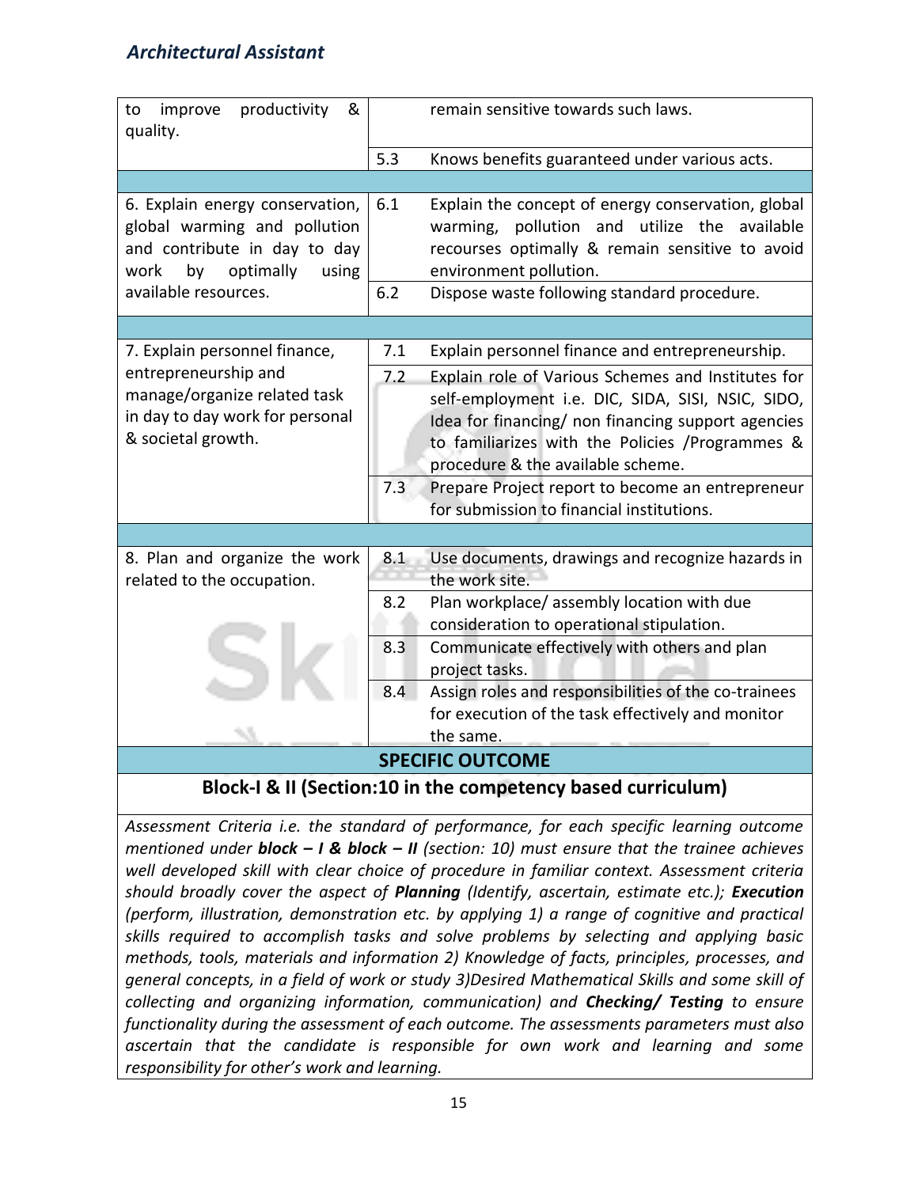| | | |
|---|---|---|
| to improve productivity & quality. | | remain sensitive towards such laws. |
| | 5.3 | Knows benefits guaranteed under various acts. |
| | | |
| 6. Explain energy conservation, global warming and pollution and contribute in day to day work by optimally using available resources. | 6.1 | Explain the concept of energy conservation, global warming, pollution and utilize the available recourses optimally & remain sensitive to avoid environment pollution. |
| | 6.2 | Dispose waste following standard procedure. |
| | | |
| 7. Explain personnel finance, entrepreneurship and manage/organize related task in day to day work for personal & societal growth. | 7.1 | Explain personnel finance and entrepreneurship. |
| | 7.2 | Explain role of Various Schemes and Institutes for self-employment i.e. DIC, SIDA, SISI, NSIC, SIDO, Idea for financing/ non financing support agencies to familiarizes with the Policies /Programmes & procedure & the available scheme. |
| | 7.3 | Prepare Project report to become an entrepreneur for submission to financial institutions. |
| | | |
| 8. Plan and organize the work related to the occupation. | 8.1 | Use documents, drawings and recognize hazards in the work site. |
| | 8.2 | Plan workplace/ assembly location with due consideration to operational stipulation. |
| | 8.3 | Communicate effectively with others and plan project tasks. |
| | 8.4 | Assign roles and responsibilities of the co-trainees for execution of the task effectively and monitor the same. |

**SPECIFIC OUTCOME**

**Block-I & II (Section:10 in the competency based curriculum)**

*Assessment Criteria i.e. the standard of performance, for each specific learning outcome mentioned under* ***block – I & block – II*** *(section: 10) must ensure that the trainee achieves well developed skill with clear choice of procedure in familiar context. Assessment criteria should broadly cover the aspect of* ***Planning*** *(Identify, ascertain, estimate etc.);* ***Execution*** *(perform, illustration, demonstration etc. by applying 1) a range of cognitive and practical skills required to accomplish tasks and solve problems by selecting and applying basic methods, tools, materials and information 2) Knowledge of facts, principles, processes, and general concepts, in a field of work or study 3)Desired Mathematical Skills and some skill of collecting and organizing information, communication) and* ***Checking/ Testing*** *to ensure functionality during the assessment of each outcome. The assessments parameters must also ascertain that the candidate is responsible for own work and learning and some responsibility for other's work and learning.*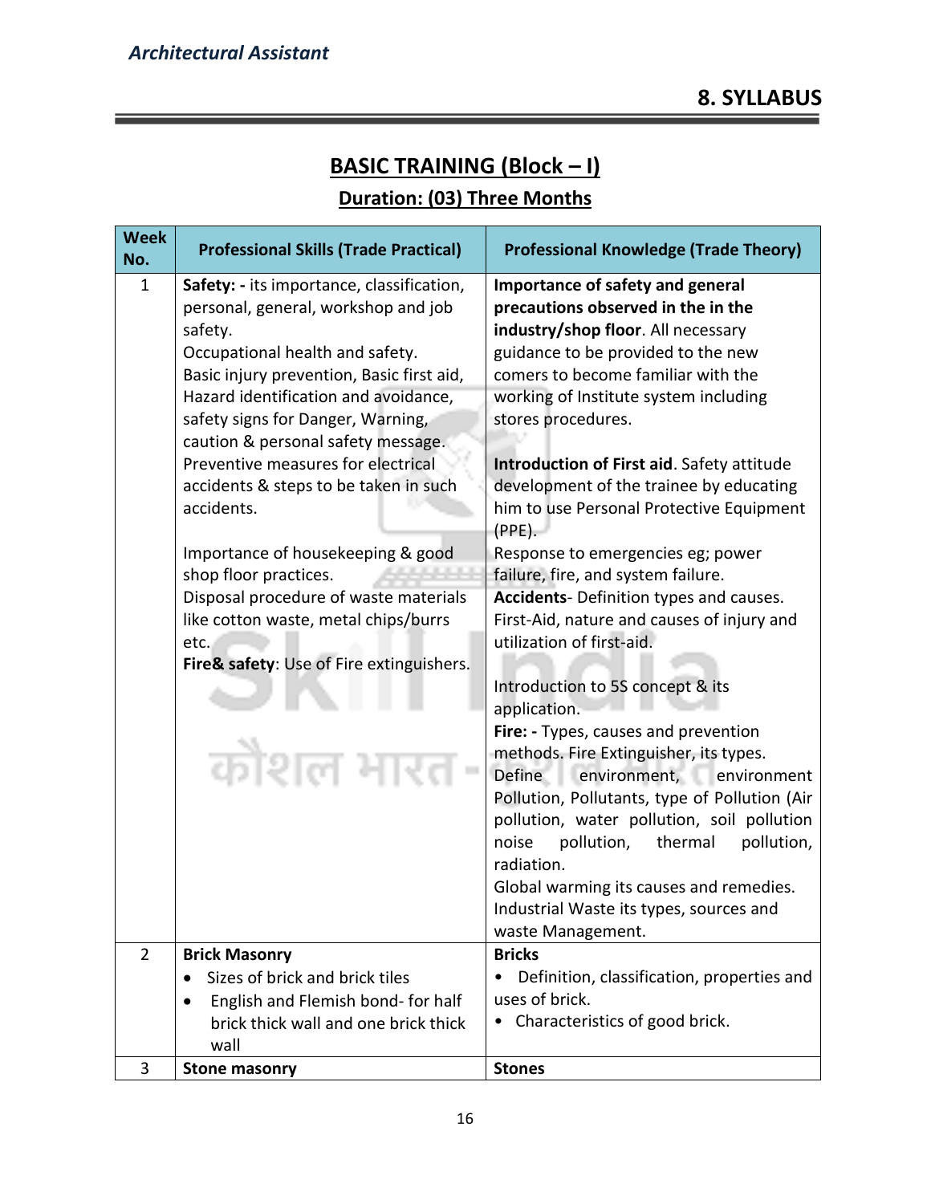## 8. SYLLABUS

### BASIC TRAINING (Block – I)

**Duration: (03) Three Months**

| Week No. | Professional Skills (Trade Practical) | Professional Knowledge (Trade Theory) |
|---|---|---|
| 1 | **Safety: -** its importance, classification, personal, general, workshop and job safety.<br>Occupational health and safety.<br>Basic injury prevention, Basic first aid, Hazard identification and avoidance, safety signs for Danger, Warning, caution & personal safety message.<br>Preventive measures for electrical accidents & steps to be taken in such accidents.<br><br>Importance of housekeeping & good shop floor practices.<br>Disposal procedure of waste materials like cotton waste, metal chips/burrs etc.<br>**Fire& safety**: Use of Fire extinguishers. | **Importance of safety and general precautions observed in the in the industry/shop floor**. All necessary guidance to be provided to the new comers to become familiar with the working of Institute system including stores procedures.<br><br>**Introduction of First aid**. Safety attitude development of the trainee by educating him to use Personal Protective Equipment (PPE).<br>Response to emergencies eg; power failure, fire, and system failure.<br>**Accidents**- Definition types and causes.<br>First-Aid, nature and causes of injury and utilization of first-aid.<br><br>Introduction to 5S concept & its application.<br>**Fire: -** Types, causes and prevention methods. Fire Extinguisher, its types.<br>Define environment, environment Pollution, Pollutants, type of Pollution (Air pollution, water pollution, soil pollution noise pollution, thermal pollution, radiation.<br>Global warming its causes and remedies.<br>Industrial Waste its types, sources and waste Management. |
| 2 | **Brick Masonry**<br>• Sizes of brick and brick tiles<br>• English and Flemish bond- for half brick thick wall and one brick thick wall | **Bricks**<br>• Definition, classification, properties and uses of brick.<br>• Characteristics of good brick. |
| 3 | **Stone masonry** | **Stones** |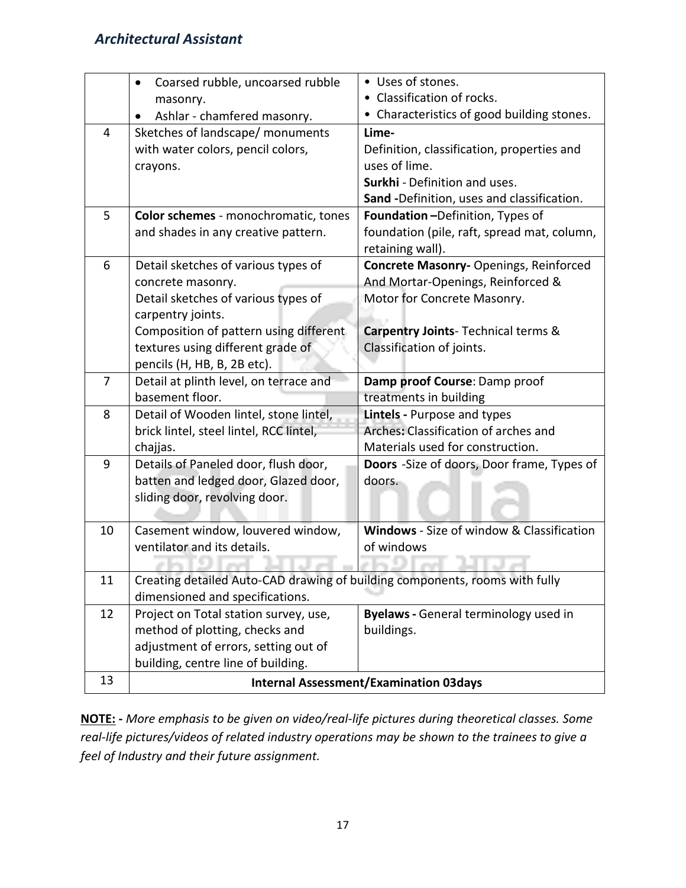| | | |
|---|---|---|
| | • Coarsed rubble, uncoarsed rubble masonry.<br>• Ashlar - chamfered masonry. | • Uses of stones.<br>• Classification of rocks.<br>• Characteristics of good building stones. |
| 4 | Sketches of landscape/ monuments with water colors, pencil colors, crayons. | **Lime-**<br>Definition, classification, properties and uses of lime.<br>**Surkhi** - Definition and uses.<br>**Sand -**Definition, uses and classification. |
| 5 | **Color schemes** - monochromatic, tones and shades in any creative pattern. | **Foundation –**Definition, Types of foundation (pile, raft, spread mat, column, retaining wall). |
| 6 | Detail sketches of various types of concrete masonry.<br>Detail sketches of various types of carpentry joints.<br>Composition of pattern using different textures using different grade of pencils (H, HB, B, 2B etc). | **Concrete Masonry-** Openings, Reinforced And Mortar-Openings, Reinforced & Motor for Concrete Masonry.<br><br>**Carpentry Joints**- Technical terms & Classification of joints. |
| 7 | Detail at plinth level, on terrace and basement floor. | **Damp proof Course**: Damp proof treatments in building |
| 8 | Detail of Wooden lintel, stone lintel, brick lintel, steel lintel, RCC lintel, chajjas. | **Lintels -** Purpose and types<br>Arches**:** Classification of arches and Materials used for construction. |
| 9 | Details of Paneled door, flush door, batten and ledged door, Glazed door, sliding door, revolving door. | **Doors** -Size of doors, Door frame, Types of doors. |
| 10 | Casement window, louvered window, ventilator and its details. | **Windows** - Size of window & Classification of windows |
| 11 | Creating detailed Auto-CAD drawing of building components, rooms with fully dimensioned and specifications. | |
| 12 | Project on Total station survey, use, method of plotting, checks and adjustment of errors, setting out of building, centre line of building. | **Byelaws -** General terminology used in buildings. |
| 13 | **Internal Assessment/Examination 03days** | |

**NOTE: -** *More emphasis to be given on video/real-life pictures during theoretical classes. Some real-life pictures/videos of related industry operations may be shown to the trainees to give a feel of Industry and their future assignment.*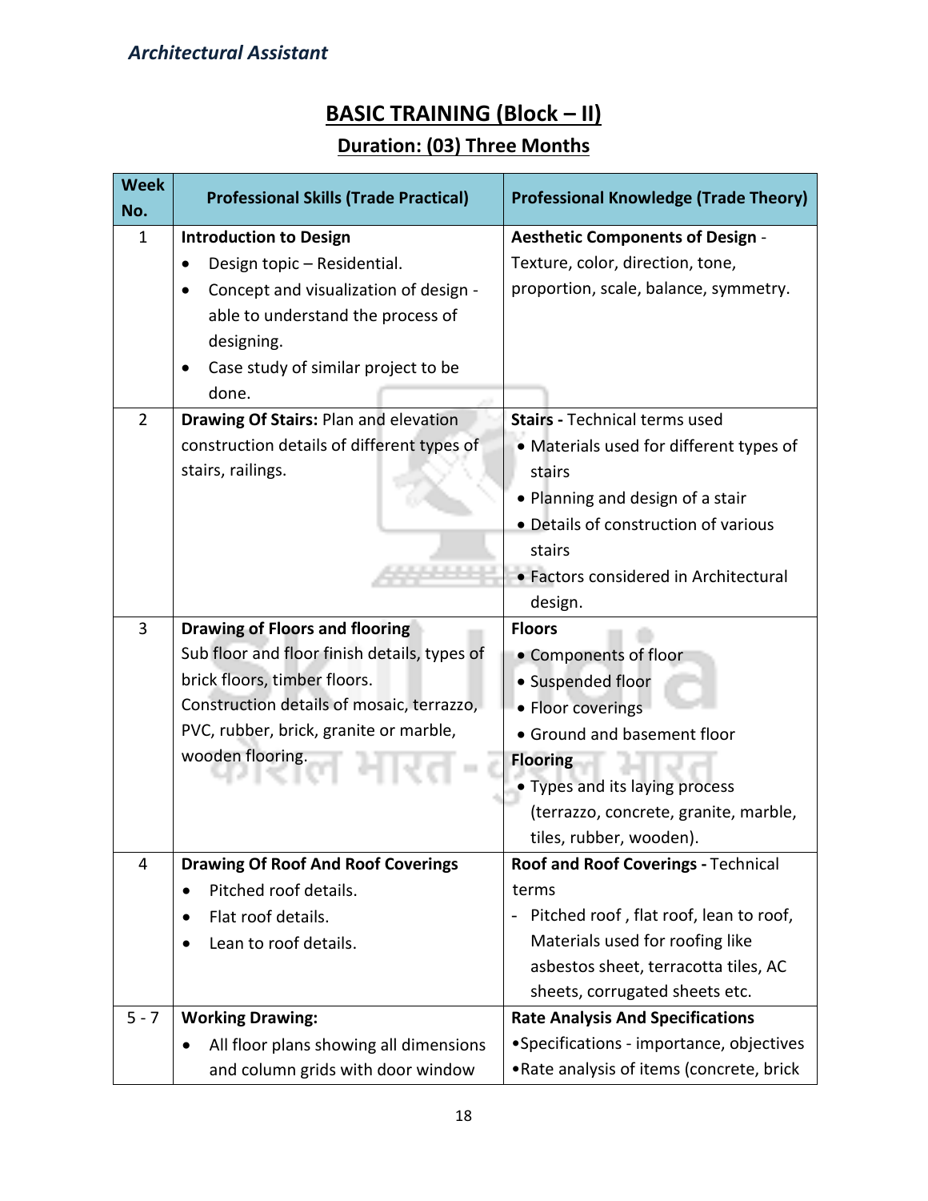## BASIC TRAINING (Block – II)

### Duration: (03) Three Months

| Week No. | Professional Skills (Trade Practical) | Professional Knowledge (Trade Theory) |
|---|---|---|
| 1 | **Introduction to Design**<br>• Design topic – Residential.<br>• Concept and visualization of design - able to understand the process of designing.<br>• Case study of similar project to be done. | **Aesthetic Components of Design** - Texture, color, direction, tone, proportion, scale, balance, symmetry. |
| 2 | **Drawing Of Stairs:** Plan and elevation construction details of different types of stairs, railings. | **Stairs -** Technical terms used<br>• Materials used for different types of stairs<br>• Planning and design of a stair<br>• Details of construction of various stairs<br>• Factors considered in Architectural design. |
| 3 | **Drawing of Floors and flooring**<br>Sub floor and floor finish details, types of brick floors, timber floors.<br>Construction details of mosaic, terrazzo, PVC, rubber, brick, granite or marble, wooden flooring. | **Floors**<br>• Components of floor<br>• Suspended floor<br>• Floor coverings<br>• Ground and basement floor<br>**Flooring**<br>• Types and its laying process (terrazzo, concrete, granite, marble, tiles, rubber, wooden). |
| 4 | **Drawing Of Roof And Roof Coverings**<br>• Pitched roof details.<br>• Flat roof details.<br>• Lean to roof details. | **Roof and Roof Coverings -** Technical terms<br>- Pitched roof , flat roof, lean to roof, Materials used for roofing like asbestos sheet, terracotta tiles, AC sheets, corrugated sheets etc. |
| 5 - 7 | **Working Drawing:**<br>• All floor plans showing all dimensions and column grids with door window | **Rate Analysis And Specifications**<br>•Specifications - importance, objectives<br>•Rate analysis of items (concrete, brick |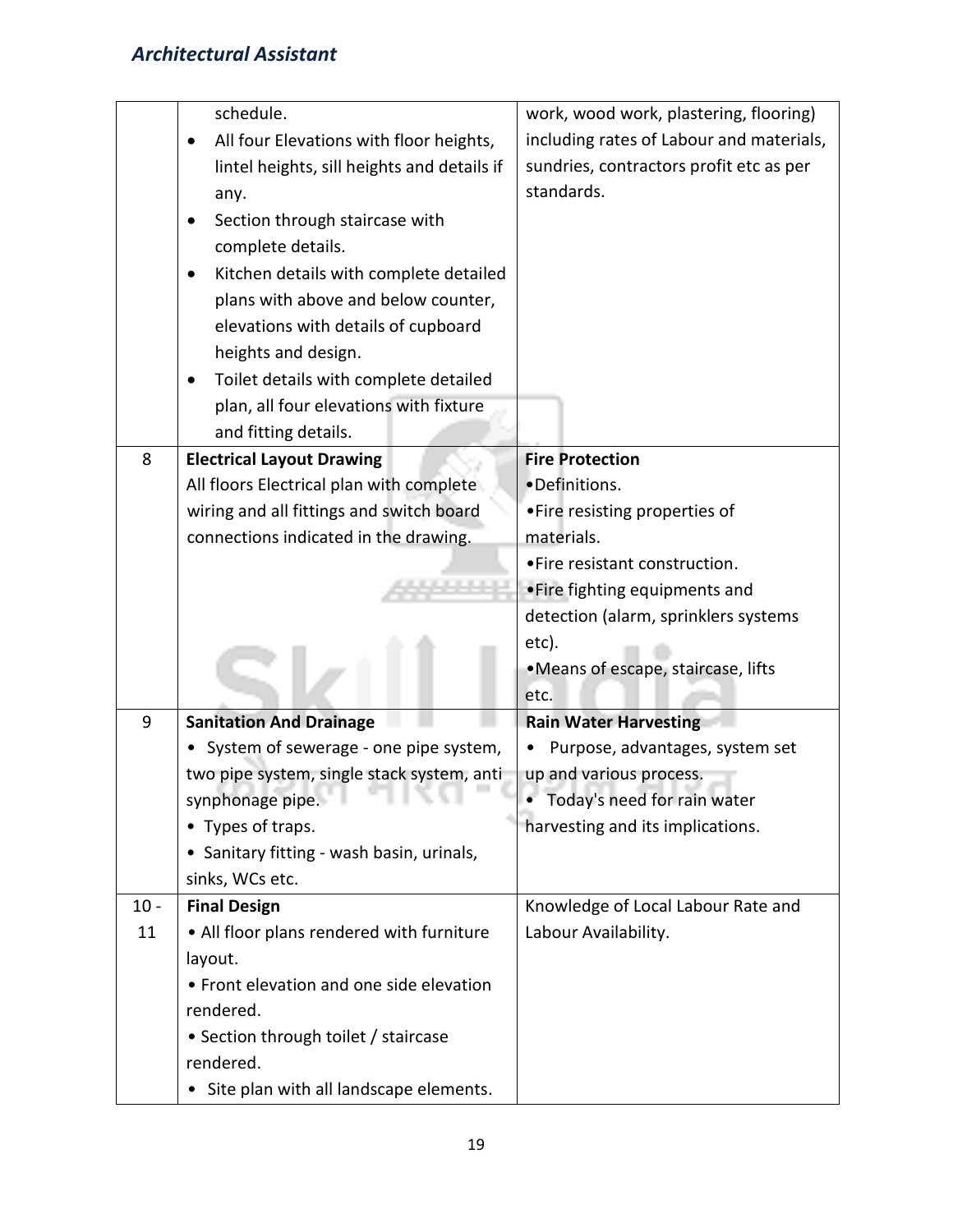| | | |
|---|---|---|
| | schedule.<br>• All four Elevations with floor heights, lintel heights, sill heights and details if any.<br>• Section through staircase with complete details.<br>• Kitchen details with complete detailed plans with above and below counter, elevations with details of cupboard heights and design.<br>• Toilet details with complete detailed plan, all four elevations with fixture and fitting details. | work, wood work, plastering, flooring) including rates of Labour and materials, sundries, contractors profit etc as per standards. |
| 8 | **Electrical Layout Drawing**<br>All floors Electrical plan with complete wiring and all fittings and switch board connections indicated in the drawing. | **Fire Protection**<br>•Definitions.<br>•Fire resisting properties of materials.<br>•Fire resistant construction.<br>•Fire fighting equipments and detection (alarm, sprinklers systems etc).<br>•Means of escape, staircase, lifts etc. |
| 9 | **Sanitation And Drainage**<br>• System of sewerage - one pipe system, two pipe system, single stack system, anti synphonage pipe.<br>• Types of traps.<br>• Sanitary fitting - wash basin, urinals, sinks, WCs etc. | **Rain Water Harvesting**<br>• Purpose, advantages, system set up and various process.<br>• Today's need for rain water harvesting and its implications. |
| 10 - 11 | **Final Design**<br>• All floor plans rendered with furniture layout.<br>• Front elevation and one side elevation rendered.<br>• Section through toilet / staircase rendered.<br>• Site plan with all landscape elements. | Knowledge of Local Labour Rate and Labour Availability. |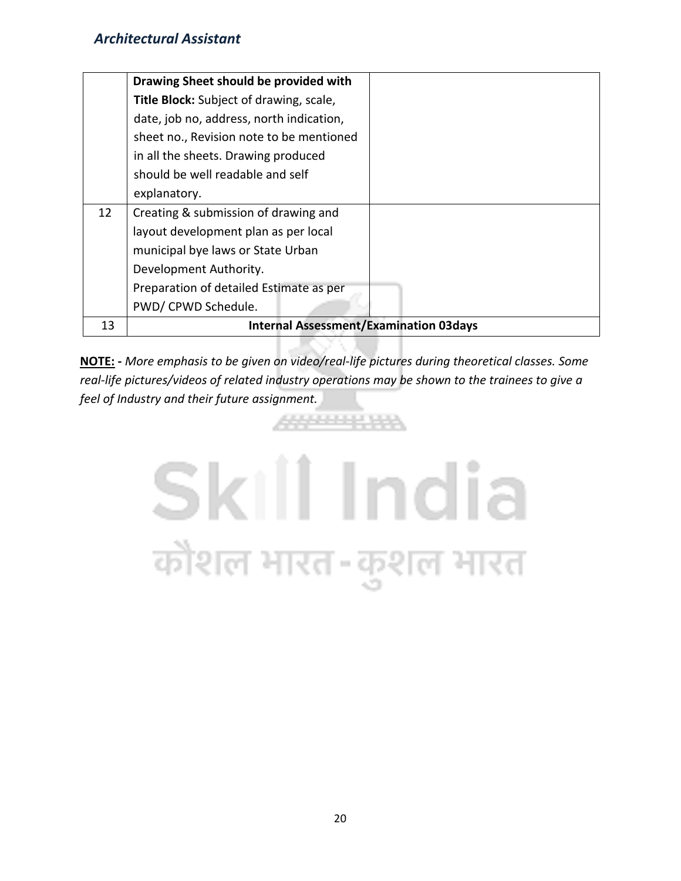|  | **Drawing Sheet should be provided with Title Block:** Subject of drawing, scale, date, job no, address, north indication, sheet no., Revision note to be mentioned in all the sheets. Drawing produced should be well readable and self explanatory. |  |
|---|---|---|
| 12 | Creating & submission of drawing and layout development plan as per local municipal bye laws or State Urban Development Authority.<br>Preparation of detailed Estimate as per PWD/ CPWD Schedule. |  |
| 13 | **Internal Assessment/Examination 03days** |  |

**NOTE: -** *More emphasis to be given on video/real-life pictures during theoretical classes. Some real-life pictures/videos of related industry operations may be shown to the trainees to give a feel of Industry and their future assignment.*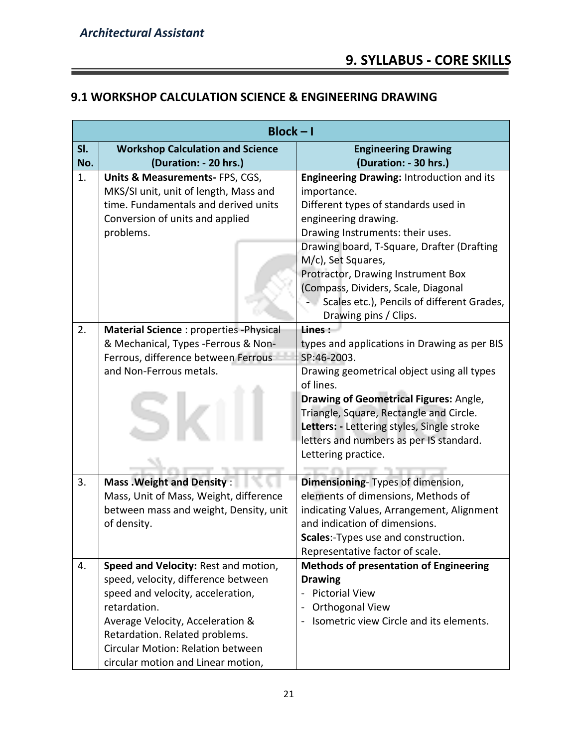## 9. SYLLABUS - CORE SKILLS

### 9.1 WORKSHOP CALCULATION SCIENCE & ENGINEERING DRAWING

| Block – I | | |
|---|---|---|
| **Sl. No.** | **Workshop Calculation and Science (Duration: - 20 hrs.)** | **Engineering Drawing (Duration: - 30 hrs.)** |
| 1. | **Units & Measurements-** FPS, CGS, MKS/SI unit, unit of length, Mass and time. Fundamentals and derived units Conversion of units and applied problems. | **Engineering Drawing:** Introduction and its importance.<br>Different types of standards used in engineering drawing.<br>Drawing Instruments: their uses.<br>Drawing board, T-Square, Drafter (Drafting M/c), Set Squares,<br>Protractor, Drawing Instrument Box (Compass, Dividers, Scale, Diagonal<br>- Scales etc.), Pencils of different Grades, Drawing pins / Clips. |
| 2. | **Material Science** : properties -Physical & Mechanical, Types -Ferrous & Non-Ferrous, difference between Ferrous and Non-Ferrous metals. | **Lines :**<br>types and applications in Drawing as per BIS SP:46-2003.<br>Drawing geometrical object using all types of lines.<br>**Drawing of Geometrical Figures:** Angle, Triangle, Square, Rectangle and Circle.<br>**Letters: -** Lettering styles, Single stroke letters and numbers as per IS standard. Lettering practice. |
| 3. | **Mass .Weight and Density** : Mass, Unit of Mass, Weight, difference between mass and weight, Density, unit of density. | **Dimensioning**- Types of dimension, elements of dimensions, Methods of indicating Values, Arrangement, Alignment and indication of dimensions.<br>**Scales**:-Types use and construction. Representative factor of scale. |
| 4. | **Speed and Velocity:** Rest and motion, speed, velocity, difference between speed and velocity, acceleration, retardation.<br>Average Velocity, Acceleration & Retardation. Related problems.<br>Circular Motion: Relation between circular motion and Linear motion, | **Methods of presentation of Engineering Drawing**<br>- Pictorial View<br>- Orthogonal View<br>- Isometric view Circle and its elements. |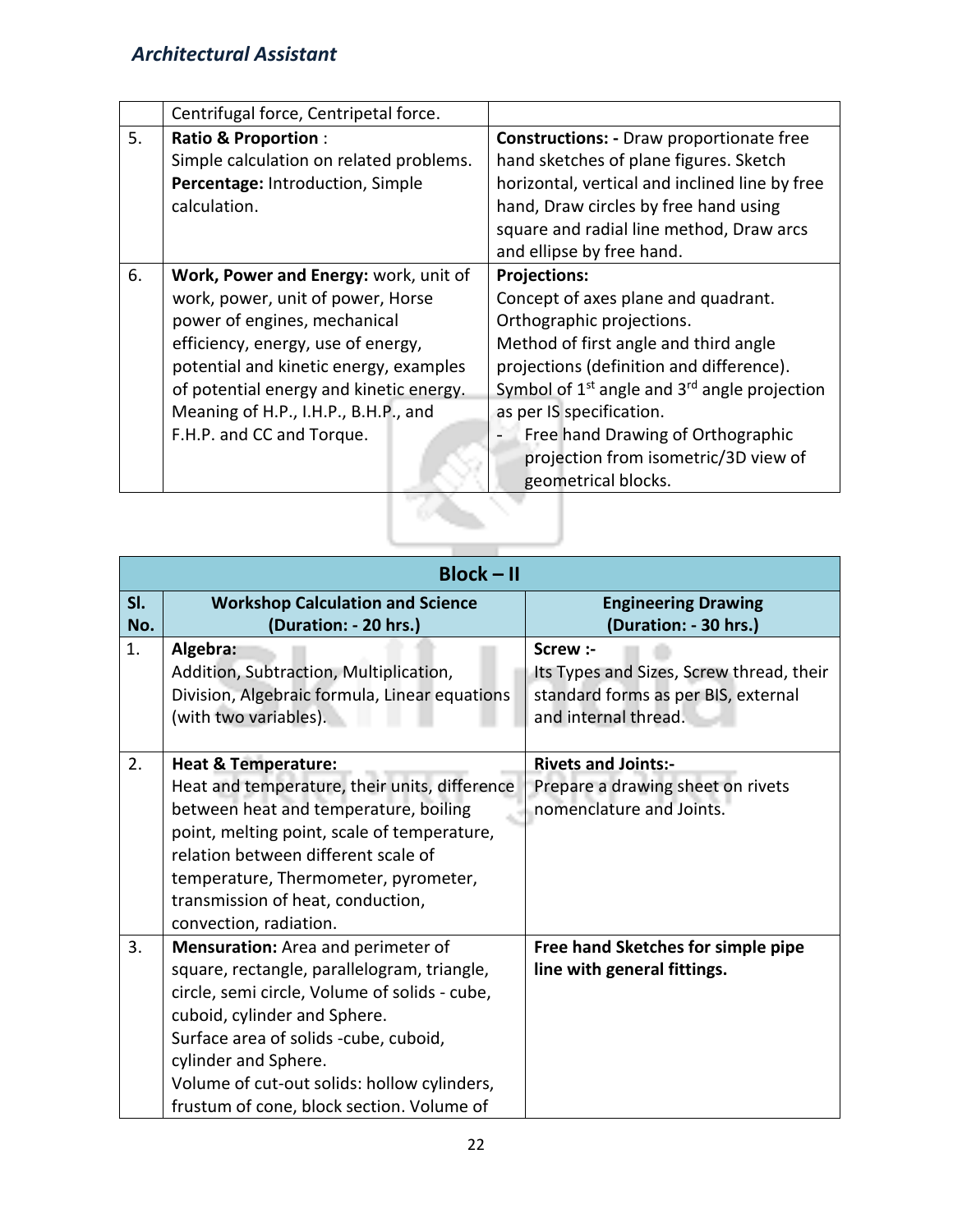| | | |
|---|---|---|
| | Centrifugal force, Centripetal force. | |
| 5. | **Ratio & Proportion** :<br>Simple calculation on related problems.<br>**Percentage:** Introduction, Simple calculation. | **Constructions: -** Draw proportionate free hand sketches of plane figures. Sketch horizontal, vertical and inclined line by free hand, Draw circles by free hand using square and radial line method, Draw arcs and ellipse by free hand. |
| 6. | **Work, Power and Energy:** work, unit of work, power, unit of power, Horse power of engines, mechanical efficiency, energy, use of energy, potential and kinetic energy, examples of potential energy and kinetic energy. Meaning of H.P., I.H.P., B.H.P., and F.H.P. and CC and Torque. | **Projections:**<br>Concept of axes plane and quadrant.<br>Orthographic projections.<br>Method of first angle and third angle projections (definition and difference).<br>Symbol of 1st angle and 3rd angle projection as per IS specification.<br>- Free hand Drawing of Orthographic projection from isometric/3D view of geometrical blocks. |

| **Block – II** | | |
|---|---|---|
| **Sl. No.** | **Workshop Calculation and Science (Duration: - 20 hrs.)** | **Engineering Drawing (Duration: - 30 hrs.)** |
| 1. | **Algebra:**<br>Addition, Subtraction, Multiplication, Division, Algebraic formula, Linear equations (with two variables). | **Screw :-**<br>Its Types and Sizes, Screw thread, their standard forms as per BIS, external and internal thread. |
| 2. | **Heat & Temperature:**<br>Heat and temperature, their units, difference between heat and temperature, boiling point, melting point, scale of temperature, relation between different scale of temperature, Thermometer, pyrometer, transmission of heat, conduction, convection, radiation. | **Rivets and Joints:-**<br>Prepare a drawing sheet on rivets nomenclature and Joints. |
| 3. | **Mensuration:** Area and perimeter of square, rectangle, parallelogram, triangle, circle, semi circle, Volume of solids - cube, cuboid, cylinder and Sphere.<br>Surface area of solids -cube, cuboid, cylinder and Sphere.<br>Volume of cut-out solids: hollow cylinders, frustum of cone, block section. Volume of | **Free hand Sketches for simple pipe line with general fittings.** |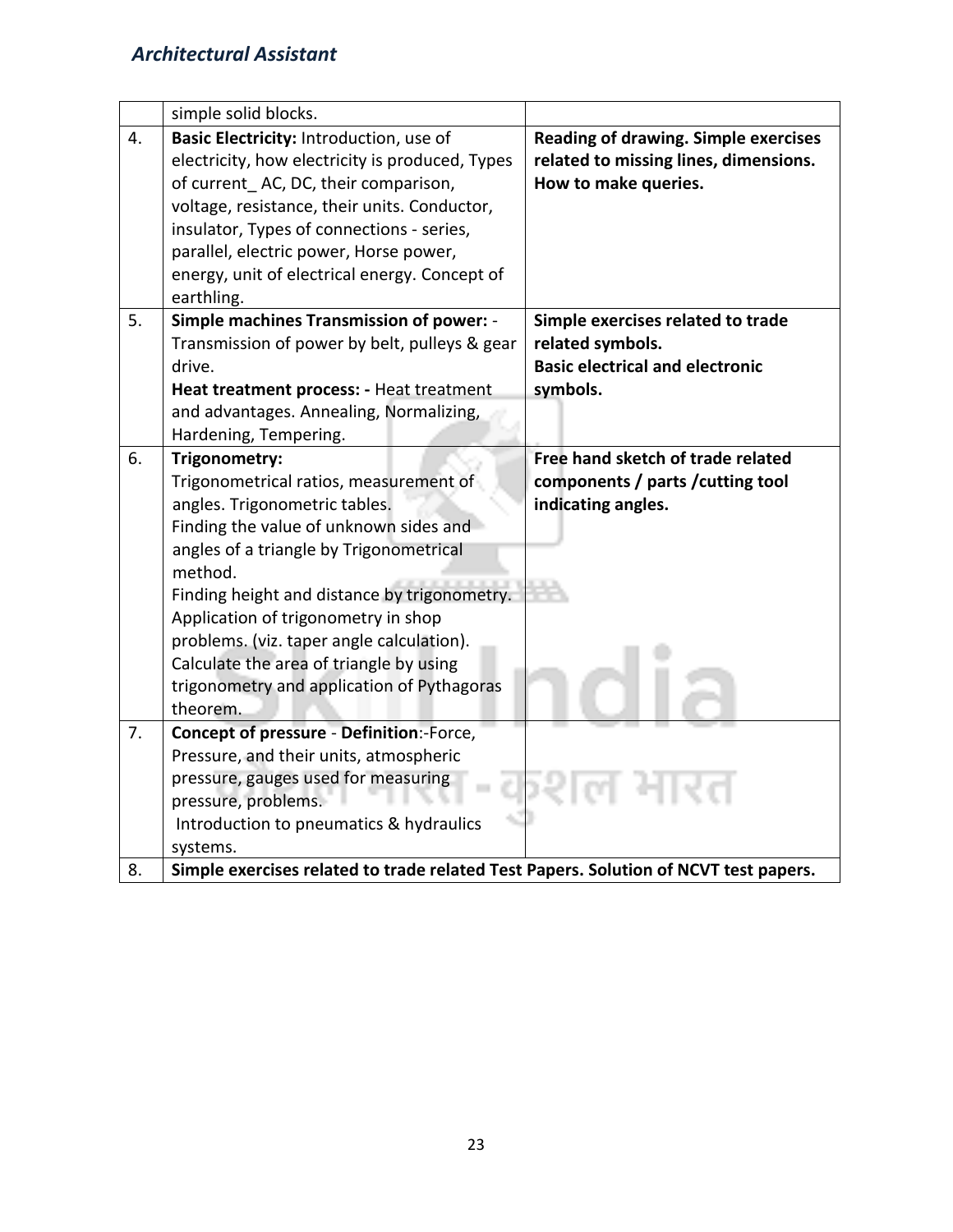|  |  |  |
|---|---|---|
|  | simple solid blocks. |  |
| 4. | **Basic Electricity:** Introduction, use of electricity, how electricity is produced, Types of current_ AC, DC, their comparison, voltage, resistance, their units. Conductor, insulator, Types of connections - series, parallel, electric power, Horse power, energy, unit of electrical energy. Concept of earthling. | **Reading of drawing. Simple exercises related to missing lines, dimensions. How to make queries.** |
| 5. | **Simple machines Transmission of power:** - Transmission of power by belt, pulleys & gear drive.<br>**Heat treatment process: -** Heat treatment and advantages. Annealing, Normalizing, Hardening, Tempering. | **Simple exercises related to trade related symbols.**<br>**Basic electrical and electronic symbols.** |
| 6. | **Trigonometry:**<br>Trigonometrical ratios, measurement of angles. Trigonometric tables.<br>Finding the value of unknown sides and angles of a triangle by Trigonometrical method.<br>Finding height and distance by trigonometry.<br>Application of trigonometry in shop problems. (viz. taper angle calculation).<br>Calculate the area of triangle by using trigonometry and application of Pythagoras theorem. | **Free hand sketch of trade related components / parts /cutting tool indicating angles.** |
| 7. | **Concept of pressure** - **Definition**:-Force, Pressure, and their units, atmospheric pressure, gauges used for measuring pressure, problems.<br>Introduction to pneumatics & hydraulics systems. |  |
| 8. | **Simple exercises related to trade related Test Papers. Solution of NCVT test papers.** |  |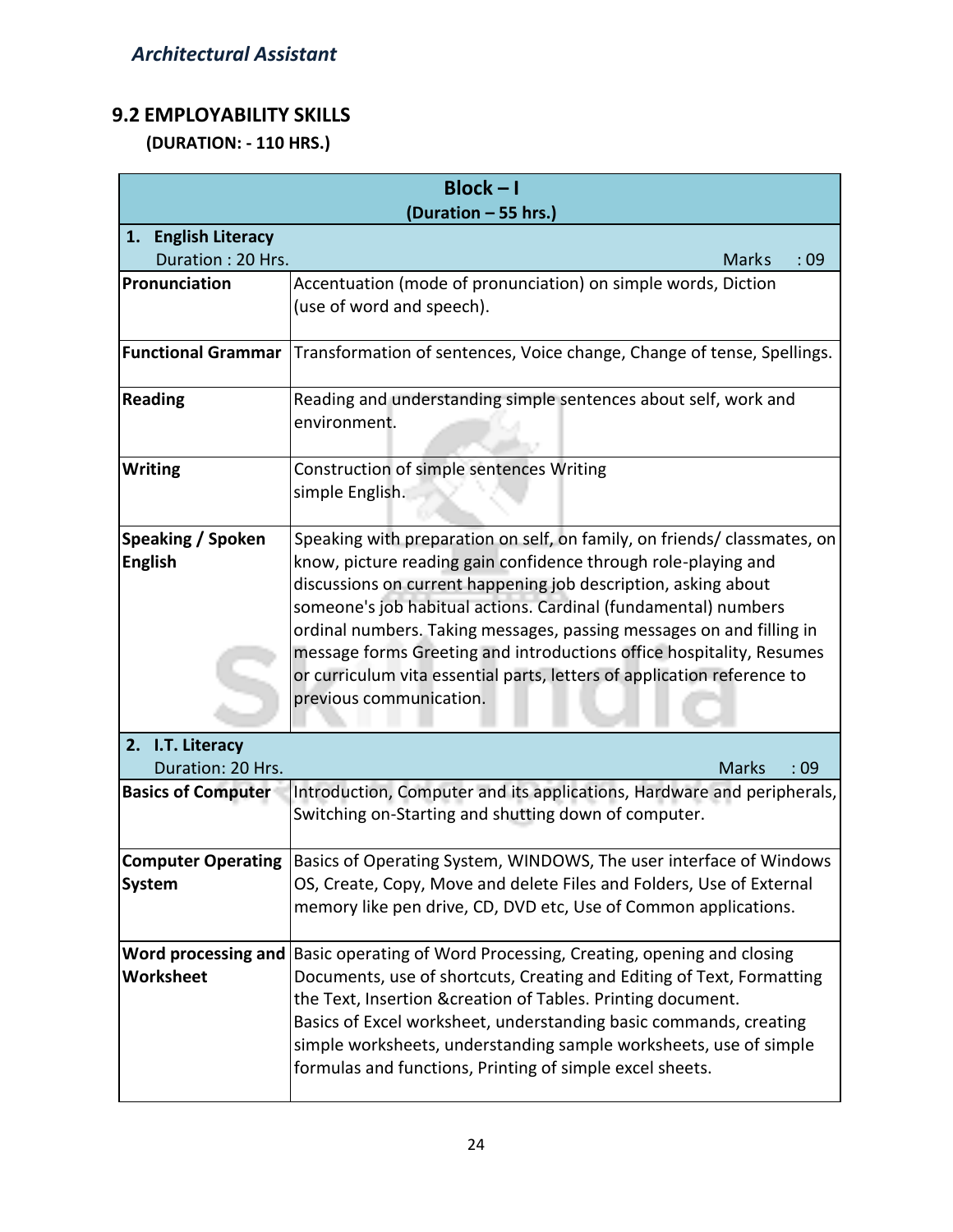## 9.2 EMPLOYABILITY SKILLS

**(DURATION: - 110 HRS.)**

| Block – I (Duration – 55 hrs.) | |
|---|---|
| **1. English Literacy** Duration : 20 Hrs. | Marks : 09 |
| **Pronunciation** | Accentuation (mode of pronunciation) on simple words, Diction (use of word and speech). |
| **Functional Grammar** | Transformation of sentences, Voice change, Change of tense, Spellings. |
| **Reading** | Reading and understanding simple sentences about self, work and environment. |
| **Writing** | Construction of simple sentences Writing simple English. |
| **Speaking / Spoken English** | Speaking with preparation on self, on family, on friends/ classmates, on know, picture reading gain confidence through role-playing and discussions on current happening job description, asking about someone's job habitual actions. Cardinal (fundamental) numbers ordinal numbers. Taking messages, passing messages on and filling in message forms Greeting and introductions office hospitality, Resumes or curriculum vita essential parts, letters of application reference to previous communication. |
| **2. I.T. Literacy** Duration: 20 Hrs. | Marks : 09 |
| **Basics of Computer** | Introduction, Computer and its applications, Hardware and peripherals, Switching on-Starting and shutting down of computer. |
| **Computer Operating System** | Basics of Operating System, WINDOWS, The user interface of Windows OS, Create, Copy, Move and delete Files and Folders, Use of External memory like pen drive, CD, DVD etc, Use of Common applications. |
| **Word processing and Worksheet** | Basic operating of Word Processing, Creating, opening and closing Documents, use of shortcuts, Creating and Editing of Text, Formatting the Text, Insertion &creation of Tables. Printing document. Basics of Excel worksheet, understanding basic commands, creating simple worksheets, understanding sample worksheets, use of simple formulas and functions, Printing of simple excel sheets. |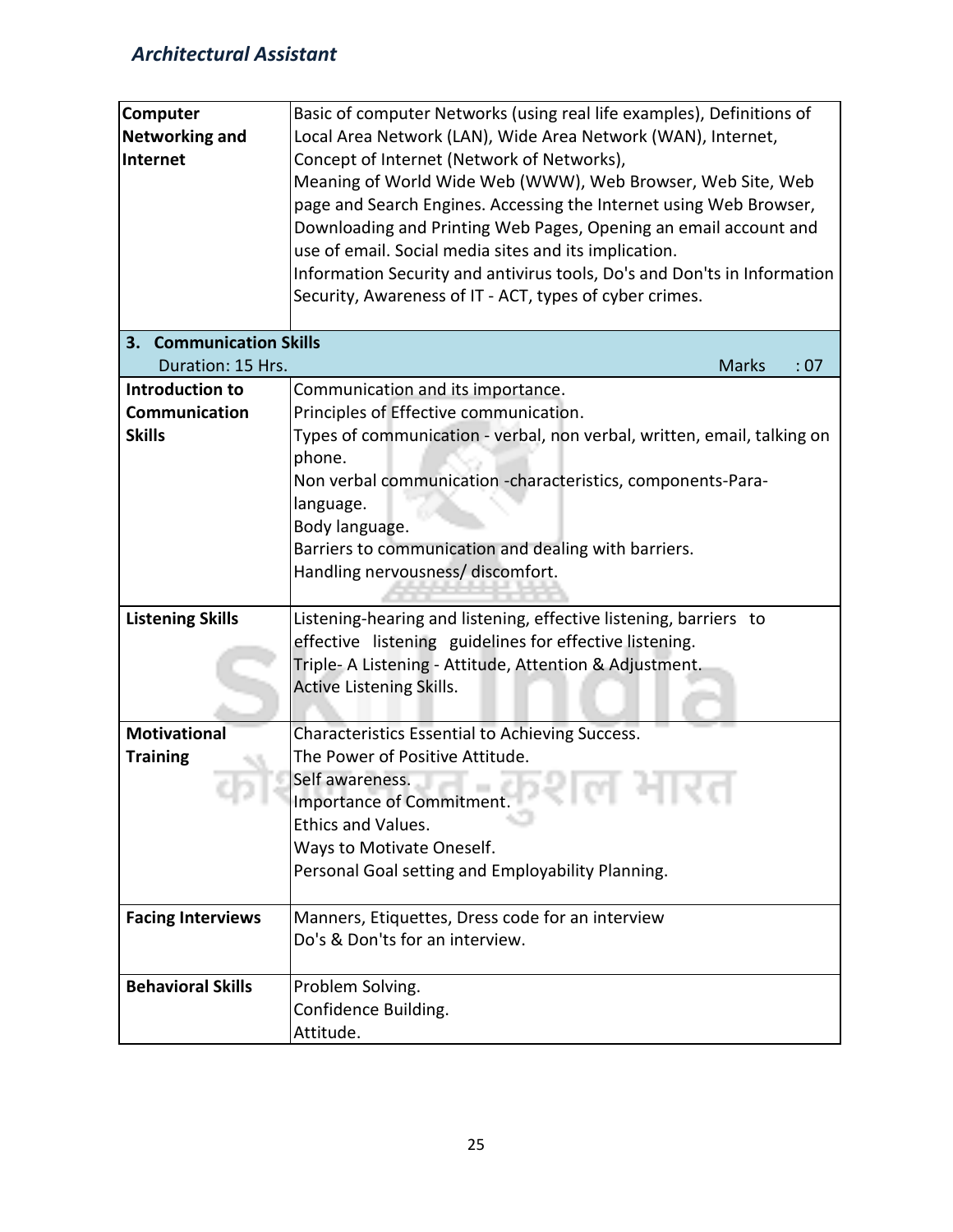| | |
|---|---|
| **Computer Networking and Internet** | Basic of computer Networks (using real life examples), Definitions of Local Area Network (LAN), Wide Area Network (WAN), Internet, Concept of Internet (Network of Networks),<br>Meaning of World Wide Web (WWW), Web Browser, Web Site, Web page and Search Engines. Accessing the Internet using Web Browser, Downloading and Printing Web Pages, Opening an email account and use of email. Social media sites and its implication.<br>Information Security and antivirus tools, Do's and Don'ts in Information Security, Awareness of IT - ACT, types of cyber crimes. |

**3. Communication Skills**

Duration: 15 Hrs. Marks : 07

| | |
|---|---|
| **Introduction to Communication Skills** | Communication and its importance.<br>Principles of Effective communication.<br>Types of communication - verbal, non verbal, written, email, talking on phone.<br>Non verbal communication -characteristics, components-Para-language.<br>Body language.<br>Barriers to communication and dealing with barriers.<br>Handling nervousness/ discomfort. |
| **Listening Skills** | Listening-hearing and listening, effective listening, barriers to effective listening guidelines for effective listening.<br>Triple- A Listening - Attitude, Attention & Adjustment.<br>Active Listening Skills. |
| **Motivational Training** | Characteristics Essential to Achieving Success.<br>The Power of Positive Attitude.<br>Self awareness.<br>Importance of Commitment.<br>Ethics and Values.<br>Ways to Motivate Oneself.<br>Personal Goal setting and Employability Planning. |
| **Facing Interviews** | Manners, Etiquettes, Dress code for an interview<br>Do's & Don'ts for an interview. |
| **Behavioral Skills** | Problem Solving.<br>Confidence Building.<br>Attitude. |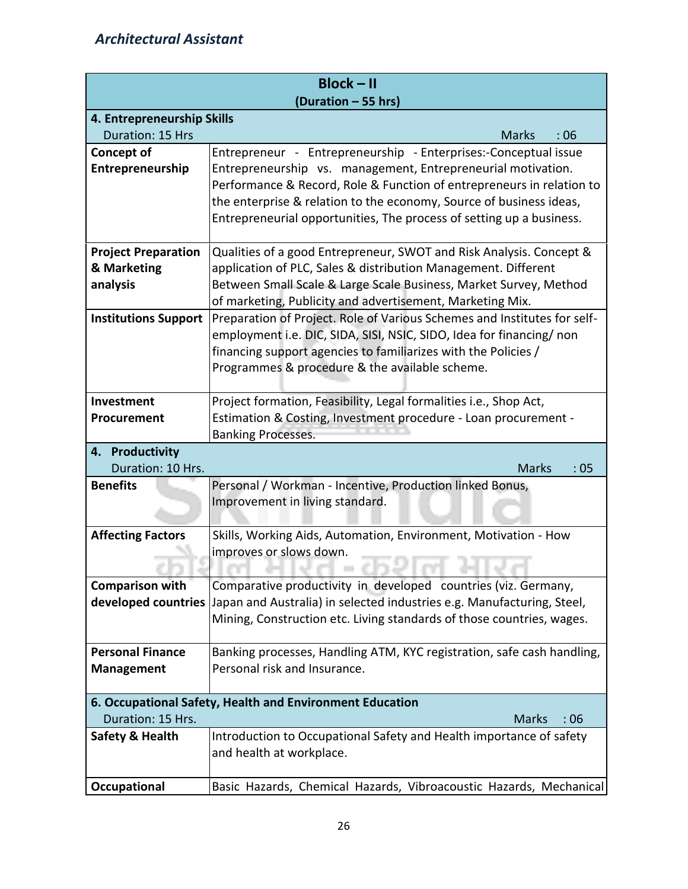| Block – II (Duration – 55 hrs) | |
|---|---|
| **4. Entrepreneurship Skills** Duration: 15 Hrs | Marks : 06 |
| **Concept of Entrepreneurship** | Entrepreneur - Entrepreneurship - Enterprises:-Conceptual issue Entrepreneurship vs. management, Entrepreneurial motivation. Performance & Record, Role & Function of entrepreneurs in relation to the enterprise & relation to the economy, Source of business ideas, Entrepreneurial opportunities, The process of setting up a business. |
| **Project Preparation & Marketing analysis** | Qualities of a good Entrepreneur, SWOT and Risk Analysis. Concept & application of PLC, Sales & distribution Management. Different Between Small Scale & Large Scale Business, Market Survey, Method of marketing, Publicity and advertisement, Marketing Mix. |
| **Institutions Support** | Preparation of Project. Role of Various Schemes and Institutes for self-employment i.e. DIC, SIDA, SISI, NSIC, SIDO, Idea for financing/ non financing support agencies to familiarizes with the Policies / Programmes & procedure & the available scheme. |
| **Investment Procurement** | Project formation, Feasibility, Legal formalities i.e., Shop Act, Estimation & Costing, Investment procedure - Loan procurement - Banking Processes. |
| **4. Productivity** Duration: 10 Hrs. | Marks : 05 |
| **Benefits** | Personal / Workman - Incentive, Production linked Bonus, Improvement in living standard. |
| **Affecting Factors** | Skills, Working Aids, Automation, Environment, Motivation - How improves or slows down. |
| **Comparison with developed countries** | Comparative productivity in developed countries (viz. Germany, Japan and Australia) in selected industries e.g. Manufacturing, Steel, Mining, Construction etc. Living standards of those countries, wages. |
| **Personal Finance Management** | Banking processes, Handling ATM, KYC registration, safe cash handling, Personal risk and Insurance. |
| **6. Occupational Safety, Health and Environment Education** Duration: 15 Hrs. | Marks : 06 |
| **Safety & Health** | Introduction to Occupational Safety and Health importance of safety and health at workplace. |
| **Occupational** | Basic Hazards, Chemical Hazards, Vibroacoustic Hazards, Mechanical |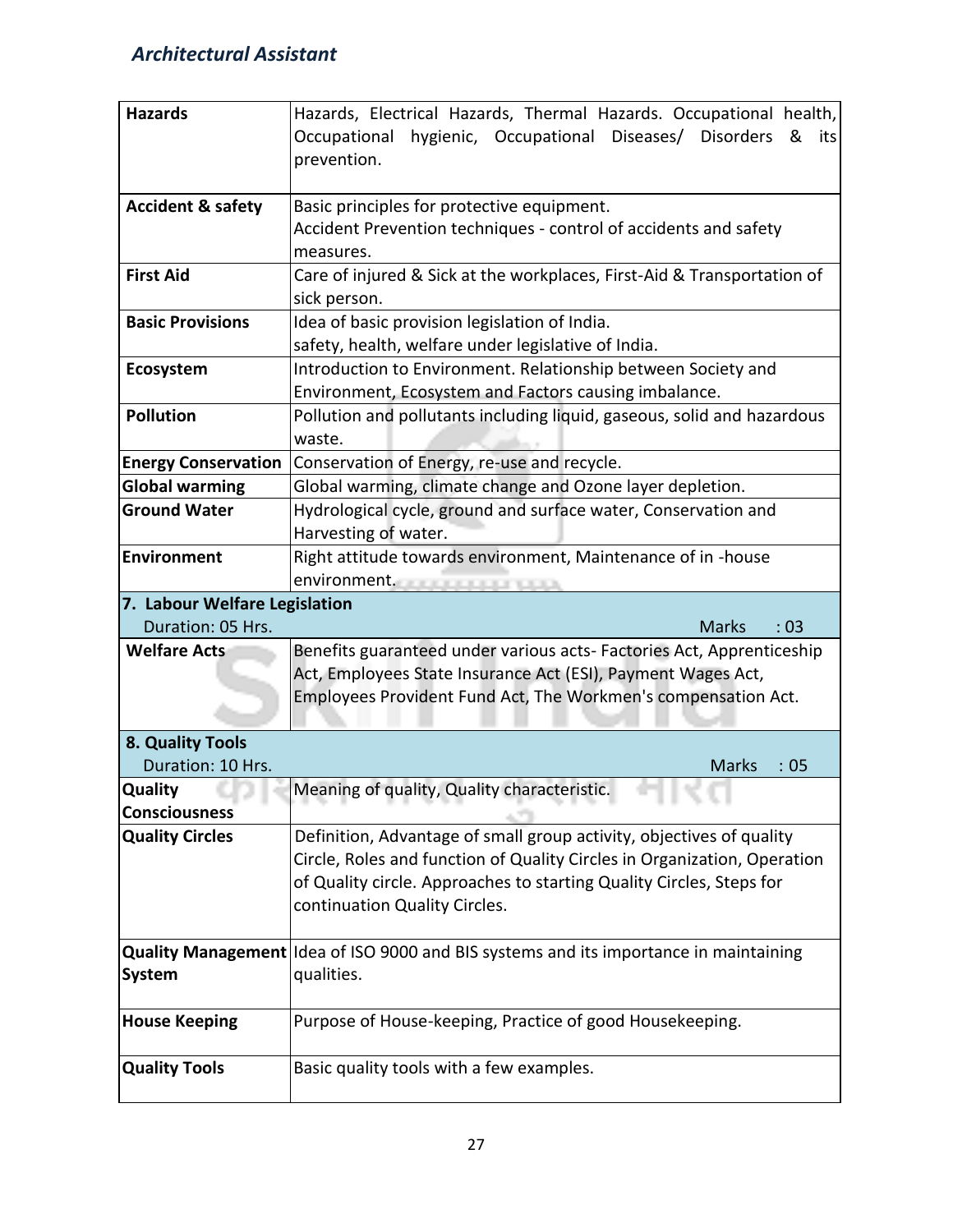| | |
|---|---|
| **Hazards** | Hazards, Electrical Hazards, Thermal Hazards. Occupational health, Occupational hygienic, Occupational Diseases/ Disorders & its prevention. |
| **Accident & safety** | Basic principles for protective equipment.<br>Accident Prevention techniques - control of accidents and safety measures. |
| **First Aid** | Care of injured & Sick at the workplaces, First-Aid & Transportation of sick person. |
| **Basic Provisions** | Idea of basic provision legislation of India.<br>safety, health, welfare under legislative of India. |
| **Ecosystem** | Introduction to Environment. Relationship between Society and Environment, Ecosystem and Factors causing imbalance. |
| **Pollution** | Pollution and pollutants including liquid, gaseous, solid and hazardous waste. |
| **Energy Conservation** | Conservation of Energy, re-use and recycle. |
| **Global warming** | Global warming, climate change and Ozone layer depletion. |
| **Ground Water** | Hydrological cycle, ground and surface water, Conservation and Harvesting of water. |
| **Environment** | Right attitude towards environment, Maintenance of in -house environment. |
| **7. Labour Welfare Legislation**<br>Duration: 05 Hrs. | Marks : 03 |
| **Welfare Acts** | Benefits guaranteed under various acts- Factories Act, Apprenticeship Act, Employees State Insurance Act (ESI), Payment Wages Act, Employees Provident Fund Act, The Workmen's compensation Act. |
| **8. Quality Tools**<br>Duration: 10 Hrs. | Marks : 05 |
| **Quality Consciousness** | Meaning of quality, Quality characteristic. |
| **Quality Circles** | Definition, Advantage of small group activity, objectives of quality Circle, Roles and function of Quality Circles in Organization, Operation of Quality circle. Approaches to starting Quality Circles, Steps for continuation Quality Circles. |
| **Quality Management System** | Idea of ISO 9000 and BIS systems and its importance in maintaining qualities. |
| **House Keeping** | Purpose of House-keeping, Practice of good Housekeeping. |
| **Quality Tools** | Basic quality tools with a few examples. |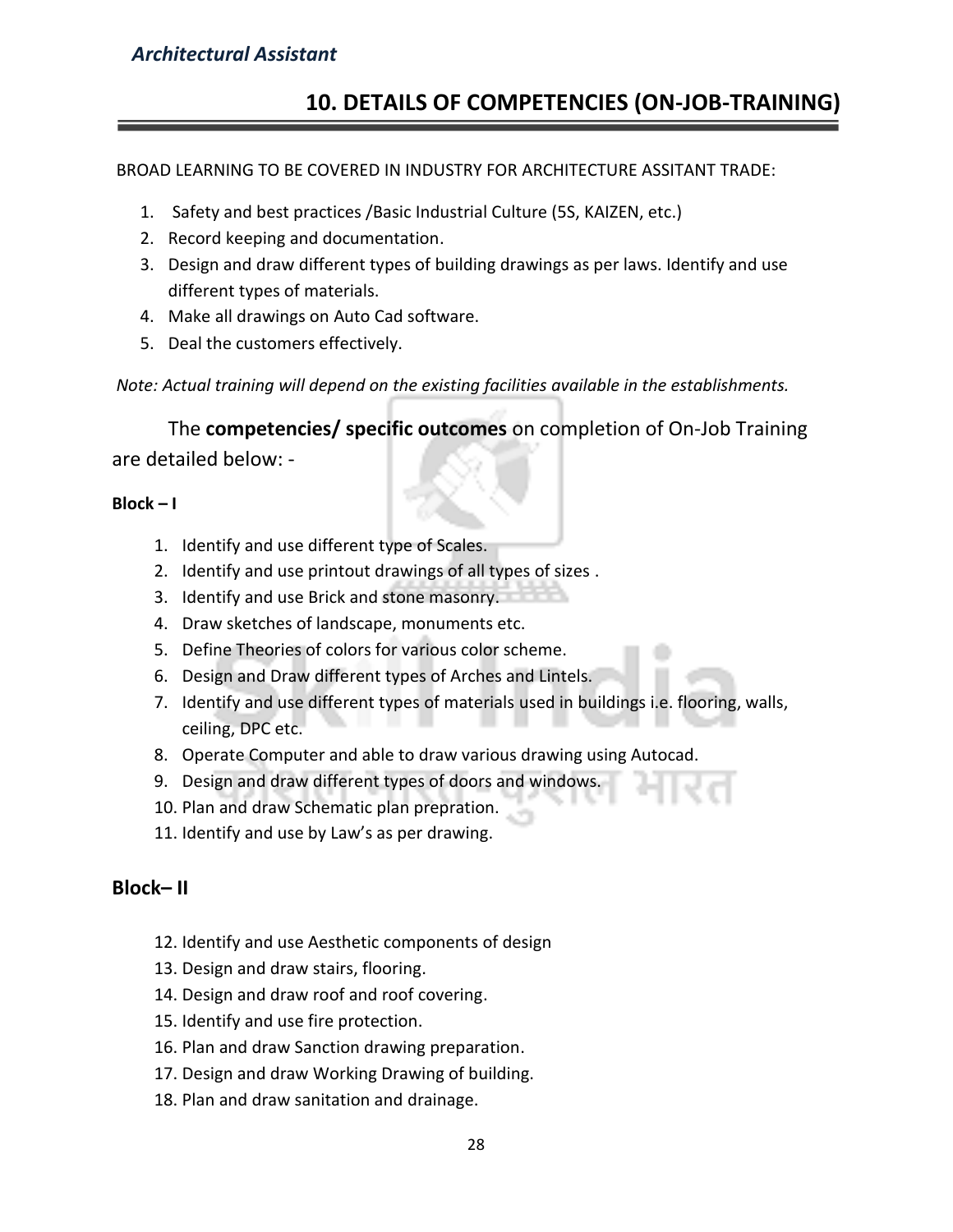## 10. DETAILS OF COMPETENCIES (ON-JOB-TRAINING)

BROAD LEARNING TO BE COVERED IN INDUSTRY FOR ARCHITECTURE ASSITANT TRADE:

1. Safety and best practices /Basic Industrial Culture (5S, KAIZEN, etc.)
2. Record keeping and documentation.
3. Design and draw different types of building drawings as per laws. Identify and use different types of materials.
4. Make all drawings on Auto Cad software.
5. Deal the customers effectively.

*Note: Actual training will depend on the existing facilities available in the establishments.*

The **competencies/ specific outcomes** on completion of On-Job Training are detailed below: -

**Block – I**

1. Identify and use different type of Scales.
2. Identify and use printout drawings of all types of sizes .
3. Identify and use Brick and stone masonry.
4. Draw sketches of landscape, monuments etc.
5. Define Theories of colors for various color scheme.
6. Design and Draw different types of Arches and Lintels.
7. Identify and use different types of materials used in buildings i.e. flooring, walls, ceiling, DPC etc.
8. Operate Computer and able to draw various drawing using Autocad.
9. Design and draw different types of doors and windows.
10. Plan and draw Schematic plan prepration.
11. Identify and use by Law's as per drawing.

### Block– II

12. Identify and use Aesthetic components of design
13. Design and draw stairs, flooring.
14. Design and draw roof and roof covering.
15. Identify and use fire protection.
16. Plan and draw Sanction drawing preparation.
17. Design and draw Working Drawing of building.
18. Plan and draw sanitation and drainage.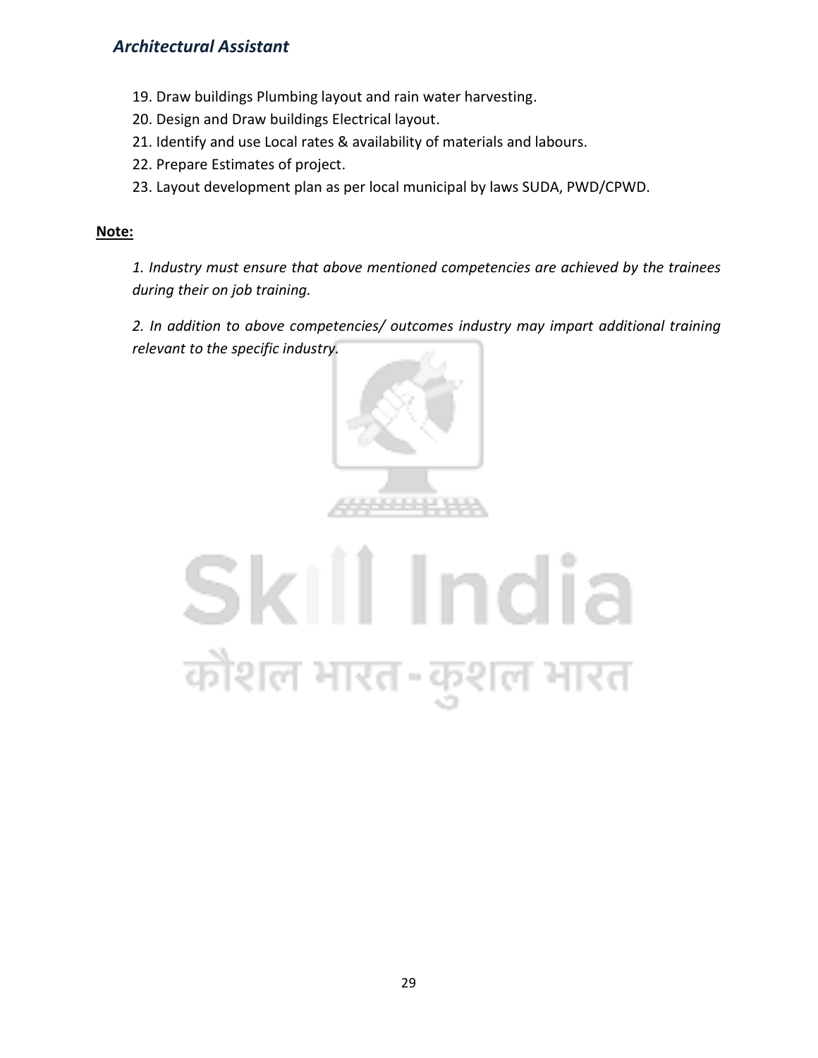19. Draw buildings Plumbing layout and rain water harvesting.
20. Design and Draw buildings Electrical layout.
21. Identify and use Local rates & availability of materials and labours.
22. Prepare Estimates of project.
23. Layout development plan as per local municipal by laws SUDA, PWD/CPWD.

**Note:**

*1. Industry must ensure that above mentioned competencies are achieved by the trainees during their on job training.*

*2. In addition to above competencies/ outcomes industry may impart additional training relevant to the specific industry.*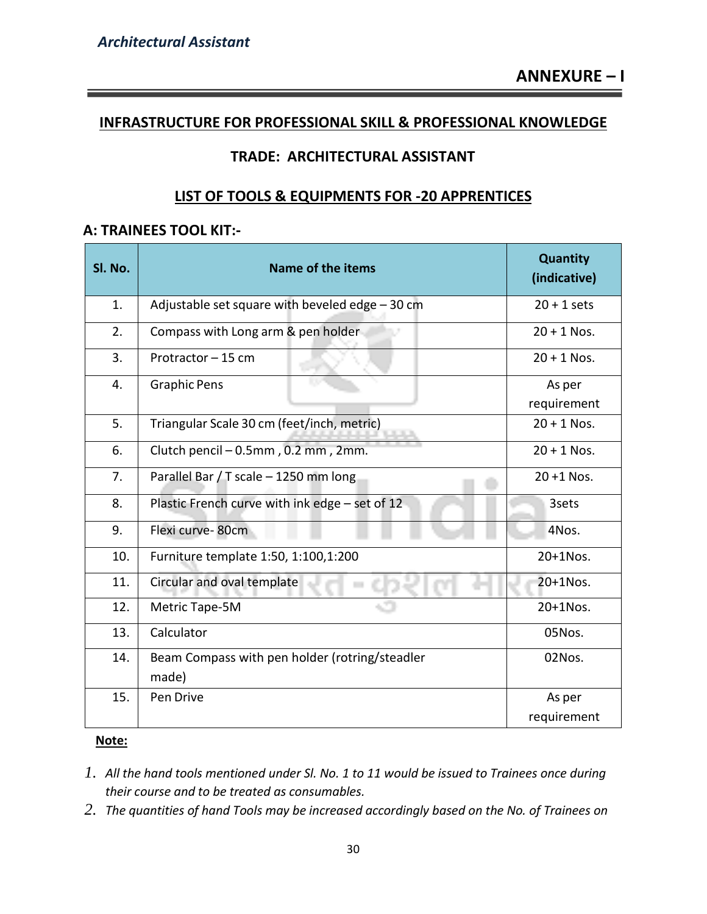## ANNEXURE – I

## INFRASTRUCTURE FOR PROFESSIONAL SKILL & PROFESSIONAL KNOWLEDGE

### TRADE: ARCHITECTURAL ASSISTANT

### LIST OF TOOLS & EQUIPMENTS FOR -20 APPRENTICES

### A: TRAINEES TOOL KIT:-

| Sl. No. | Name of the items | Quantity (indicative) |
|---|---|---|
| 1. | Adjustable set square with beveled edge – 30 cm | 20 + 1 sets |
| 2. | Compass with Long arm & pen holder | 20 + 1 Nos. |
| 3. | Protractor – 15 cm | 20 + 1 Nos. |
| 4. | Graphic Pens | As per requirement |
| 5. | Triangular Scale 30 cm (feet/inch, metric) | 20 + 1 Nos. |
| 6. | Clutch pencil – 0.5mm , 0.2 mm , 2mm. | 20 + 1 Nos. |
| 7. | Parallel Bar / T scale – 1250 mm long | 20 +1 Nos. |
| 8. | Plastic French curve with ink edge – set of 12 | 3sets |
| 9. | Flexi curve- 80cm | 4Nos. |
| 10. | Furniture template 1:50, 1:100,1:200 | 20+1Nos. |
| 11. | Circular and oval template | 20+1Nos. |
| 12. | Metric Tape-5M | 20+1Nos. |
| 13. | Calculator | 05Nos. |
| 14. | Beam Compass with pen holder (rotring/steadler made) | 02Nos. |
| 15. | Pen Drive | As per requirement |

**Note:**

1. *All the hand tools mentioned under Sl. No. 1 to 11 would be issued to Trainees once during their course and to be treated as consumables.*
2. *The quantities of hand Tools may be increased accordingly based on the No. of Trainees on*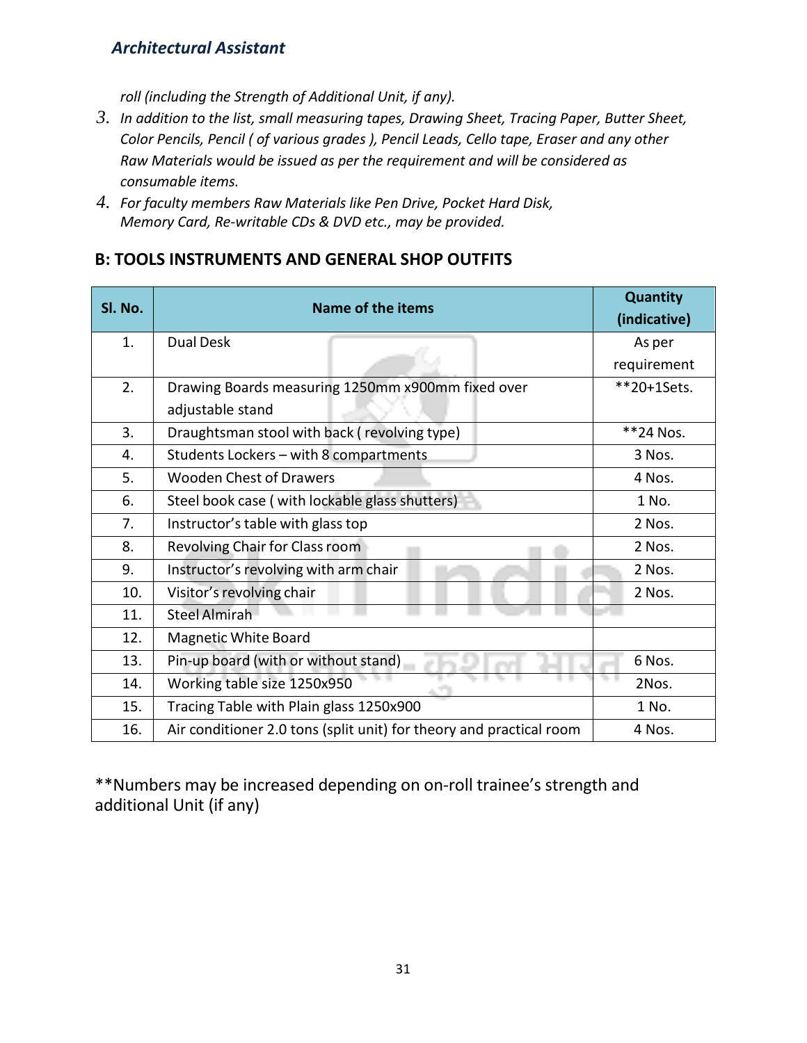*roll (including the Strength of Additional Unit, if any).*

3. *In addition to the list, small measuring tapes, Drawing Sheet, Tracing Paper, Butter Sheet, Color Pencils, Pencil ( of various grades ), Pencil Leads, Cello tape, Eraser and any other Raw Materials would be issued as per the requirement and will be considered as consumable items.*
4. *For faculty members Raw Materials like Pen Drive, Pocket Hard Disk, Memory Card, Re-writable CDs & DVD etc., may be provided.*

## B: TOOLS INSTRUMENTS AND GENERAL SHOP OUTFITS

| Sl. No. | Name of the items | Quantity (indicative) |
|---|---|---|
| 1. | Dual Desk | As per requirement |
| 2. | Drawing Boards measuring 1250mm x900mm fixed over adjustable stand | **20+1Sets. |
| 3. | Draughtsman stool with back ( revolving type) | **24 Nos. |
| 4. | Students Lockers – with 8 compartments | 3 Nos. |
| 5. | Wooden Chest of Drawers | 4 Nos. |
| 6. | Steel book case ( with lockable glass shutters) | 1 No. |
| 7. | Instructor's table with glass top | 2 Nos. |
| 8. | Revolving Chair for Class room | 2 Nos. |
| 9. | Instructor's revolving with arm chair | 2 Nos. |
| 10. | Visitor's revolving chair | 2 Nos. |
| 11. | Steel Almirah | |
| 12. | Magnetic White Board | |
| 13. | Pin-up board (with or without stand) | 6 Nos. |
| 14. | Working table size 1250x950 | 2Nos. |
| 15. | Tracing Table with Plain glass 1250x900 | 1 No. |
| 16. | Air conditioner 2.0 tons (split unit) for theory and practical room | 4 Nos. |

**Numbers may be increased depending on on-roll trainee's strength and additional Unit (if any)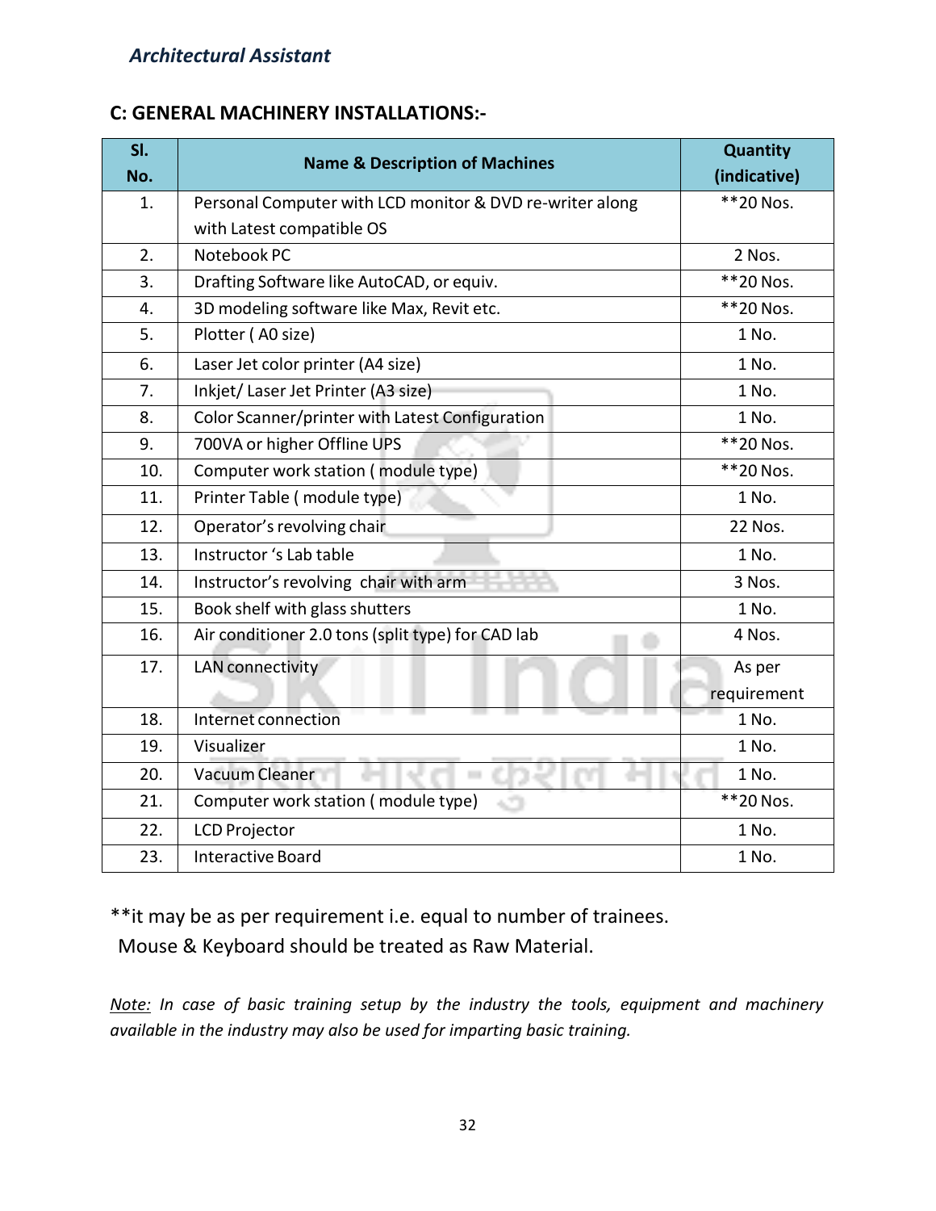## C: GENERAL MACHINERY INSTALLATIONS:-

| Sl. No. | Name & Description of Machines | Quantity (indicative) |
|---|---|---|
| 1. | Personal Computer with LCD monitor & DVD re-writer along with Latest compatible OS | **20 Nos. |
| 2. | Notebook PC | 2 Nos. |
| 3. | Drafting Software like AutoCAD, or equiv. | **20 Nos. |
| 4. | 3D modeling software like Max, Revit etc. | **20 Nos. |
| 5. | Plotter ( A0 size) | 1 No. |
| 6. | Laser Jet color printer (A4 size) | 1 No. |
| 7. | Inkjet/ Laser Jet Printer (A3 size) | 1 No. |
| 8. | Color Scanner/printer with Latest Configuration | 1 No. |
| 9. | 700VA or higher Offline UPS | **20 Nos. |
| 10. | Computer work station ( module type) | **20 Nos. |
| 11. | Printer Table ( module type) | 1 No. |
| 12. | Operator's revolving chair | 22 Nos. |
| 13. | Instructor 's Lab table | 1 No. |
| 14. | Instructor's revolving chair with arm | 3 Nos. |
| 15. | Book shelf with glass shutters | 1 No. |
| 16. | Air conditioner 2.0 tons (split type) for CAD lab | 4 Nos. |
| 17. | LAN connectivity | As per requirement |
| 18. | Internet connection | 1 No. |
| 19. | Visualizer | 1 No. |
| 20. | Vacuum Cleaner | 1 No. |
| 21. | Computer work station ( module type) | **20 Nos. |
| 22. | LCD Projector | 1 No. |
| 23. | Interactive Board | 1 No. |

**it may be as per requirement i.e. equal to number of trainees.
Mouse & Keyboard should be treated as Raw Material.

*Note: In case of basic training setup by the industry the tools, equipment and machinery available in the industry may also be used for imparting basic training.*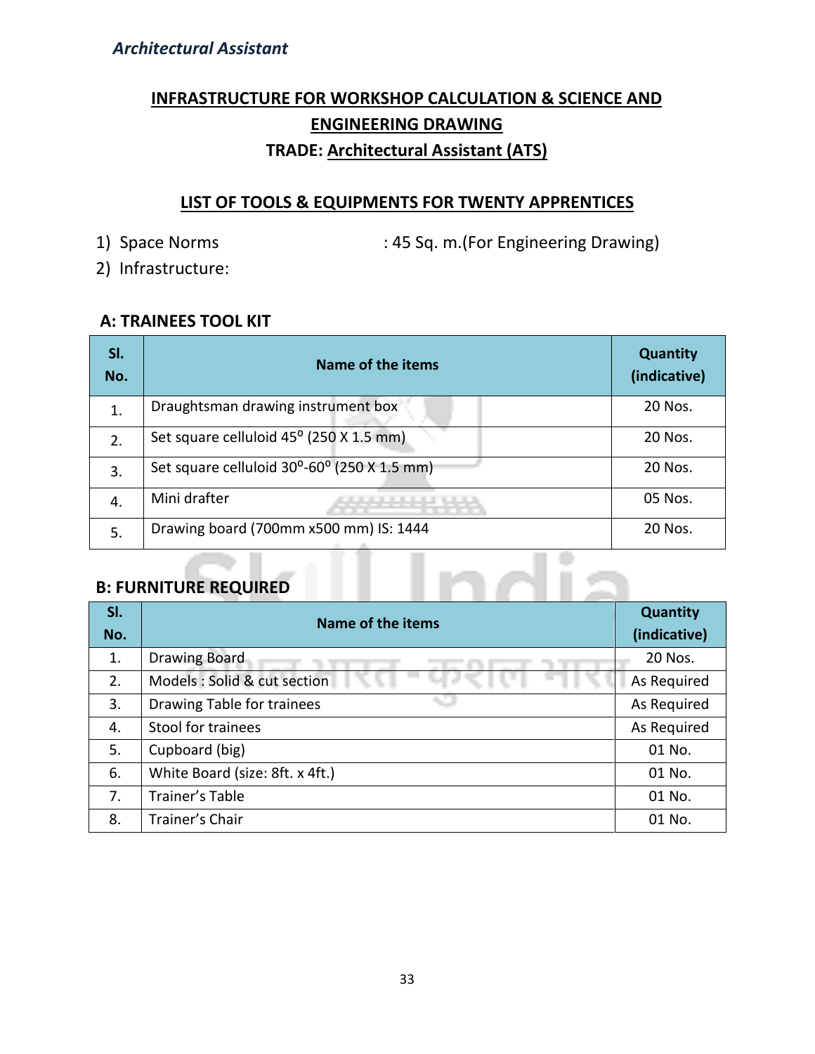## INFRASTRUCTURE FOR WORKSHOP CALCULATION & SCIENCE AND ENGINEERING DRAWING

### TRADE: Architectural Assistant (ATS)

### LIST OF TOOLS & EQUIPMENTS FOR TWENTY APPRENTICES

1) Space Norms : 45 Sq. m.(For Engineering Drawing)
2) Infrastructure:

**A: TRAINEES TOOL KIT**

| Sl. No. | Name of the items | Quantity (indicative) |
|---|---|---|
| 1. | Draughtsman drawing instrument box | 20 Nos. |
| 2. | Set square celluloid $45^{0}$ (250 X 1.5 mm) | 20 Nos. |
| 3. | Set square celluloid $30^{0}$-$60^{0}$ (250 X 1.5 mm) | 20 Nos. |
| 4. | Mini drafter | 05 Nos. |
| 5. | Drawing board (700mm x500 mm) IS: 1444 | 20 Nos. |

**B: FURNITURE REQUIRED**

| Sl. No. | Name of the items | Quantity (indicative) |
|---|---|---|
| 1. | Drawing Board | 20 Nos. |
| 2. | Models : Solid & cut section | As Required |
| 3. | Drawing Table for trainees | As Required |
| 4. | Stool for trainees | As Required |
| 5. | Cupboard (big) | 01 No. |
| 6. | White Board (size: 8ft. x 4ft.) | 01 No. |
| 7. | Trainer's Table | 01 No. |
| 8. | Trainer's Chair | 01 No. |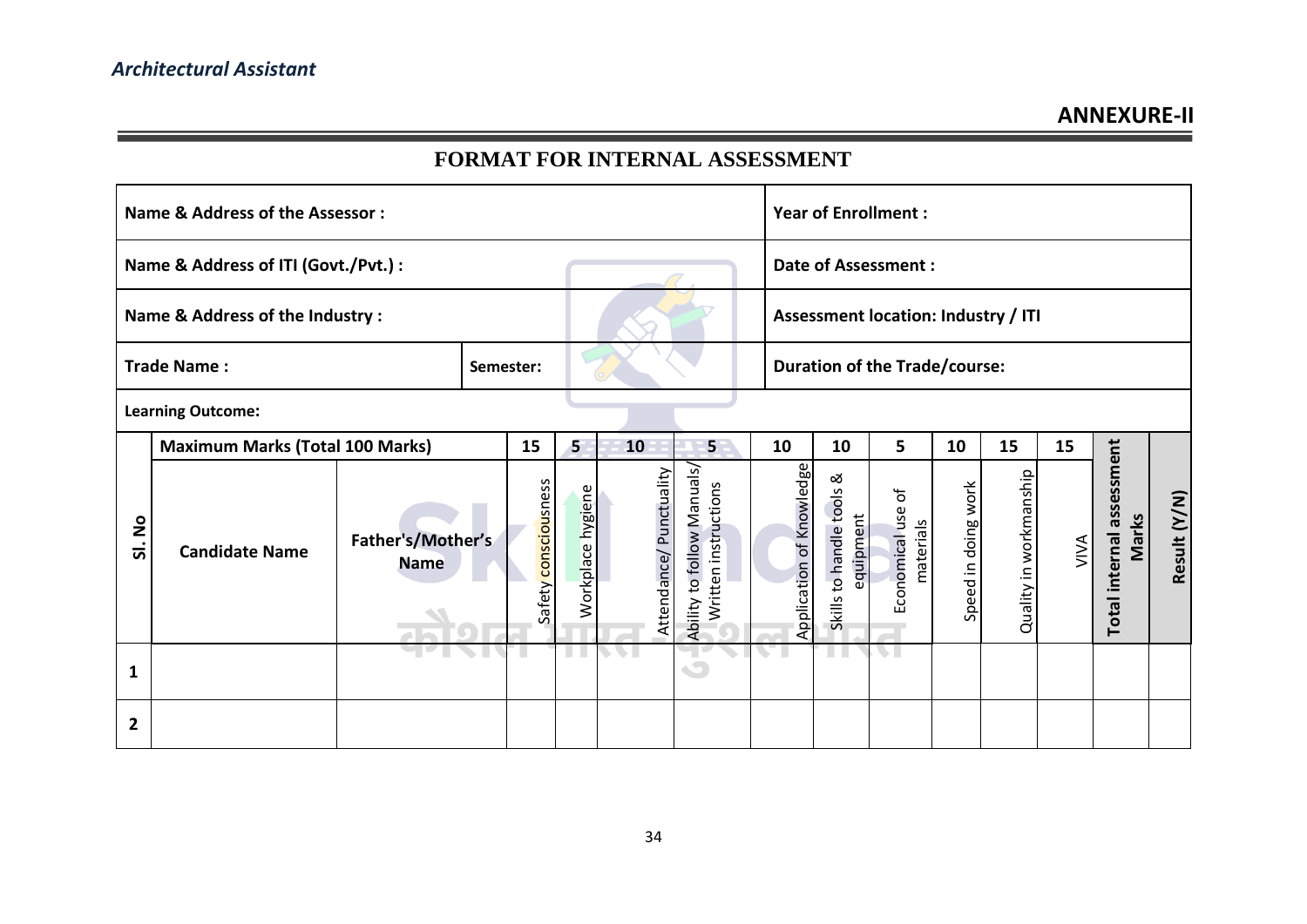# ANNEXURE-II

## FORMAT FOR INTERNAL ASSESSMENT

| | |
|---|---|
| **Name & Address of the Assessor :** | **Year of Enrollment :** |
| **Name & Address of ITI (Govt./Pvt.) :** | **Date of Assessment :** |
| **Name & Address of the Industry :** | **Assessment location: Industry / ITI** |
| **Trade Name :** **Semester:** | **Duration of the Trade/course:** |
| **Learning Outcome:** | |

| Sl. No | Candidate Name | Father's/Mother's Name | Safety consciousness | Workplace hygiene | Attendance/ Punctuality | Ability to follow Manuals/ Written instructions | Application of Knowledge | Skills to handle tools & equipment | Economical use of materials | Speed in doing work | Quality in workmanship | VIVA | Total internal assessment Marks | Result (Y/N) |
|---|---|---|---|---|---|---|---|---|---|---|---|---|---|---|
| | **Maximum Marks (Total 100 Marks)** | | 15 | 5 | 10 | 5 | 10 | 10 | 5 | 10 | 15 | 15 | | |
| 1 | | | | | | | | | | | | | | |
| 2 | | | | | | | | | | | | | | |